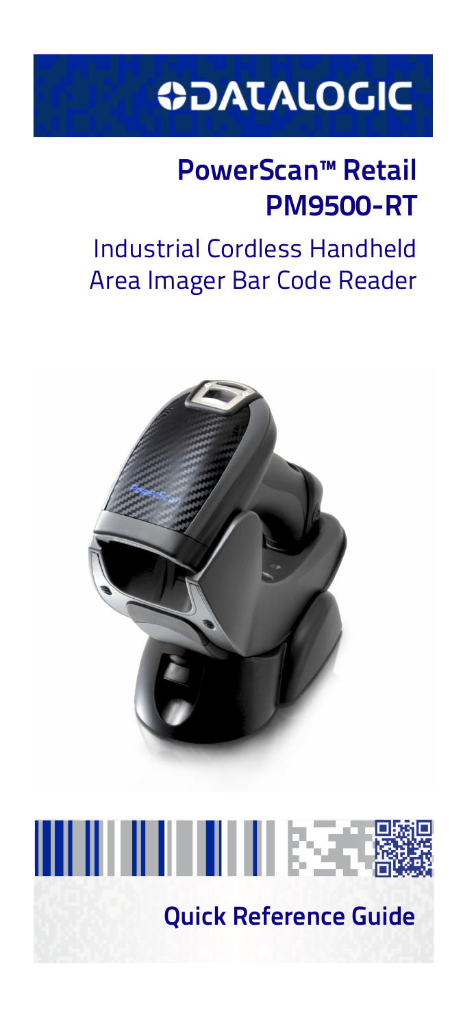DATALOGIC

# PowerScan™ Retail PM9500-RT

## Industrial Cordless Handheld Area Imager Bar Code Reader

## Quick Reference Guide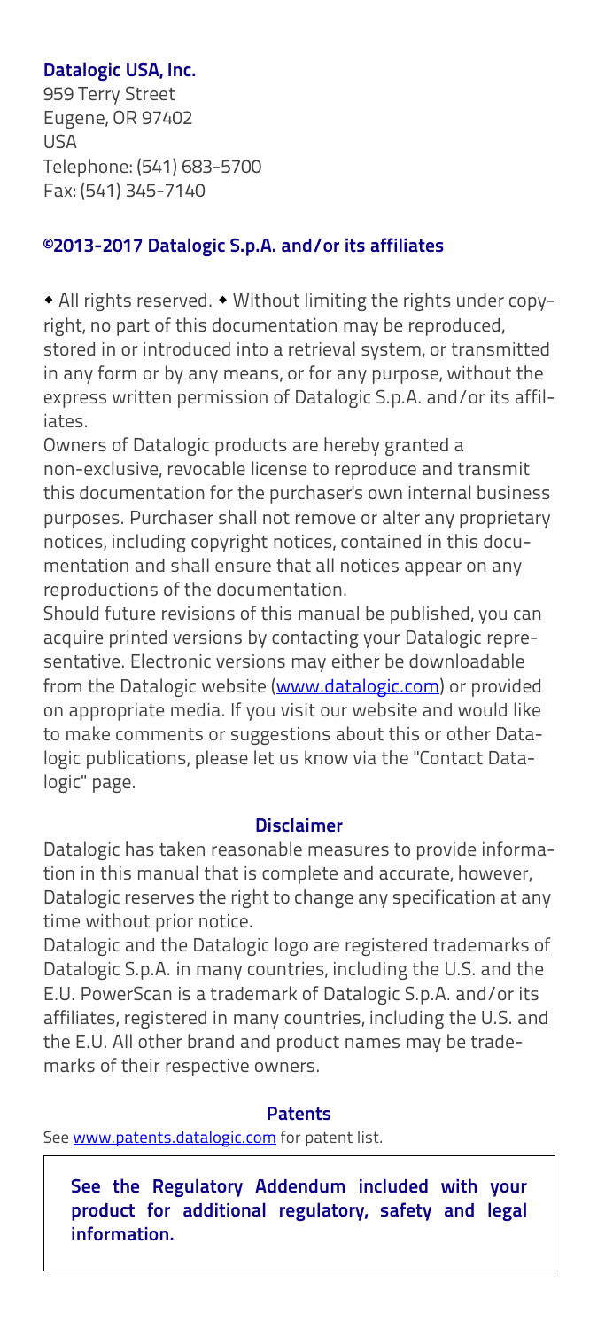**Datalogic USA, Inc.**
959 Terry Street
Eugene, OR 97402
USA
Telephone: (541) 683-5700
Fax: (541) 345-7140

**©2013-2017 Datalogic S.p.A. and/or its affiliates**

◆ All rights reserved. ◆ Without limiting the rights under copyright, no part of this documentation may be reproduced, stored in or introduced into a retrieval system, or transmitted in any form or by any means, or for any purpose, without the express written permission of Datalogic S.p.A. and/or its affiliates.

Owners of Datalogic products are hereby granted a non-exclusive, revocable license to reproduce and transmit this documentation for the purchaser's own internal business purposes. Purchaser shall not remove or alter any proprietary notices, including copyright notices, contained in this documentation and shall ensure that all notices appear on any reproductions of the documentation.

Should future revisions of this manual be published, you can acquire printed versions by contacting your Datalogic representative. Electronic versions may either be downloadable from the Datalogic website (www.datalogic.com) or provided on appropriate media. If you visit our website and would like to make comments or suggestions about this or other Datalogic publications, please let us know via the "Contact Datalogic" page.

**Disclaimer**

Datalogic has taken reasonable measures to provide information in this manual that is complete and accurate, however, Datalogic reserves the right to change any specification at any time without prior notice.

Datalogic and the Datalogic logo are registered trademarks of Datalogic S.p.A. in many countries, including the U.S. and the E.U. PowerScan is a trademark of Datalogic S.p.A. and/or its affiliates, registered in many countries, including the U.S. and the E.U. All other brand and product names may be trademarks of their respective owners.

**Patents**

See www.patents.datalogic.com for patent list.

**See the Regulatory Addendum included with your product for additional regulatory, safety and legal information.**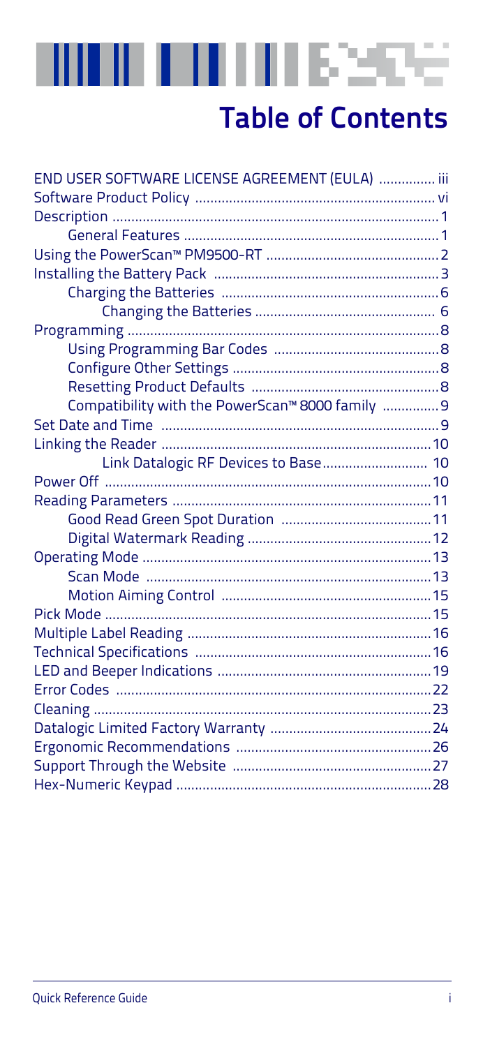# Table of Contents

END USER SOFTWARE LICENSE AGREEMENT (EULA) ............... iii
Software Product Policy ............................................................... vi
Description ...................................................................................... 1
    General Features ................................................................... 1
Using the PowerScan™ PM9500-RT ............................................. 2
Installing the Battery Pack .......................................................... 3
    Charging the Batteries .......................................................... 6
        Changing the Batteries ................................................ 6
Programming ................................................................................. 8
    Using Programming Bar Codes ............................................ 8
    Configure Other Settings ...................................................... 8
    Resetting Product Defaults .................................................. 8
    Compatibility with the PowerScan™ 8000 family ............... 9
Set Date and Time ......................................................................... 9
Linking the Reader ...................................................................... 10
        Link Datalogic RF Devices to Base............................ 10
Power Off ..................................................................................... 10
Reading Parameters .................................................................... 11
    Good Read Green Spot Duration ........................................ 11
    Digital Watermark Reading ................................................. 12
Operating Mode ........................................................................... 13
    Scan Mode ........................................................................... 13
    Motion Aiming Control ....................................................... 15
Pick Mode ..................................................................................... 15
Multiple Label Reading ................................................................ 16
Technical Specifications ............................................................... 16
LED and Beeper Indications ......................................................... 19
Error Codes ................................................................................... 22
Cleaning ........................................................................................ 23
Datalogic Limited Factory Warranty .......................................... 24
Ergonomic Recommendations .................................................... 26
Support Through the Website ..................................................... 27
Hex-Numeric Keypad ................................................................... 28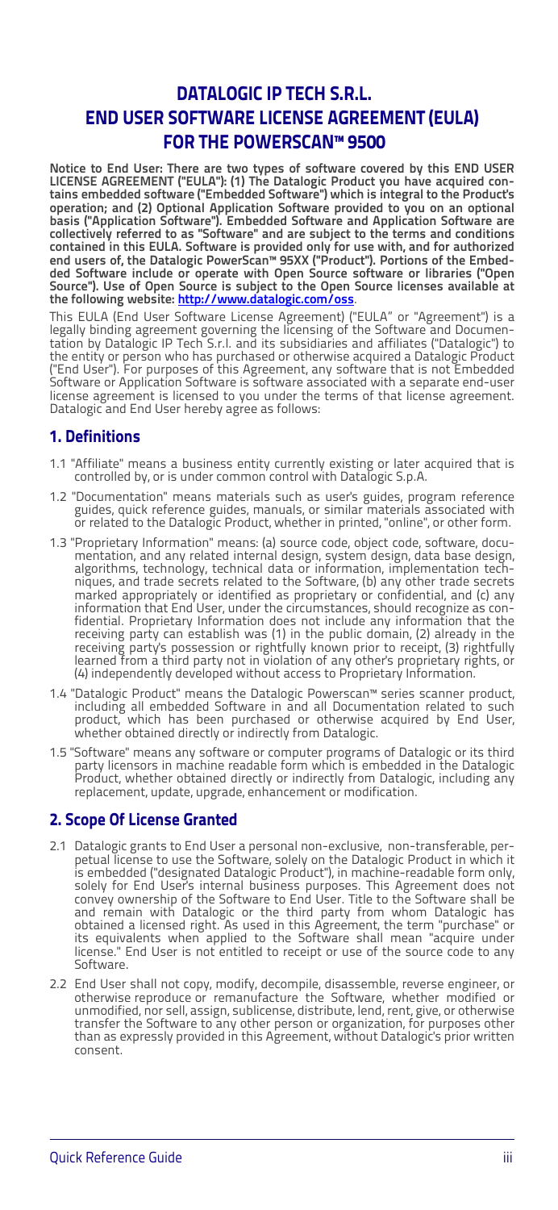# DATALOGIC IP TECH S.R.L.
# END USER SOFTWARE LICENSE AGREEMENT (EULA) FOR THE POWERSCAN™ 9500

**Notice to End User: There are two types of software covered by this END USER LICENSE AGREEMENT ("EULA"): (1) The Datalogic Product you have acquired contains embedded software ("Embedded Software") which is integral to the Product's operation; and (2) Optional Application Software provided to you on an optional basis ("Application Software"). Embedded Software and Application Software are collectively referred to as "Software" and are subject to the terms and conditions contained in this EULA. Software is provided only for use with, and for authorized end users of, the Datalogic PowerScan™ 95XX ("Product"). Portions of the Embedded Software include or operate with Open Source software or libraries ("Open Source"). Use of Open Source is subject to the Open Source licenses available at the following website: http://www.datalogic.com/oss.**

This EULA (End User Software License Agreement) ("EULA" or "Agreement") is a legally binding agreement governing the licensing of the Software and Documentation by Datalogic IP Tech S.r.l. and its subsidiaries and affiliates ("Datalogic") to the entity or person who has purchased or otherwise acquired a Datalogic Product ("End User"). For purposes of this Agreement, any software that is not Embedded Software or Application Software is software associated with a separate end-user license agreement is licensed to you under the terms of that license agreement. Datalogic and End User hereby agree as follows:

## 1. Definitions

1.1 "Affiliate" means a business entity currently existing or later acquired that is controlled by, or is under common control with Datalogic S.p.A.

1.2 "Documentation" means materials such as user's guides, program reference guides, quick reference guides, manuals, or similar materials associated with or related to the Datalogic Product, whether in printed, "online", or other form.

1.3 "Proprietary Information" means: (a) source code, object code, software, documentation, and any related internal design, system design, data base design, algorithms, technology, technical data or information, implementation techniques, and trade secrets related to the Software, (b) any other trade secrets marked appropriately or identified as proprietary or confidential, and (c) any information that End User, under the circumstances, should recognize as confidential. Proprietary Information does not include any information that the receiving party can establish was (1) in the public domain, (2) already in the receiving party's possession or rightfully known prior to receipt, (3) rightfully learned from a third party not in violation of any other's proprietary rights, or (4) independently developed without access to Proprietary Information.

1.4 "Datalogic Product" means the Datalogic Powerscan™ series scanner product, including all embedded Software in and all Documentation related to such product, which has been purchased or otherwise acquired by End User, whether obtained directly or indirectly from Datalogic.

1.5 "Software" means any software or computer programs of Datalogic or its third party licensors in machine readable form which is embedded in the Datalogic Product, whether obtained directly or indirectly from Datalogic, including any replacement, update, upgrade, enhancement or modification.

## 2. Scope Of License Granted

2.1 Datalogic grants to End User a personal non-exclusive, non-transferable, perpetual license to use the Software, solely on the Datalogic Product in which it is embedded ("designated Datalogic Product"), in machine-readable form only, solely for End User's internal business purposes. This Agreement does not convey ownership of the Software to End User. Title to the Software shall be and remain with Datalogic or the third party from whom Datalogic has obtained a licensed right. As used in this Agreement, the term "purchase" or its equivalents when applied to the Software shall mean "acquire under license." End User is not entitled to receipt or use of the source code to any Software.

2.2 End User shall not copy, modify, decompile, disassemble, reverse engineer, or otherwise reproduce or remanufacture the Software, whether modified or unmodified, nor sell, assign, sublicense, distribute, lend, rent, give, or otherwise transfer the Software to any other person or organization, for purposes other than as expressly provided in this Agreement, without Datalogic's prior written consent.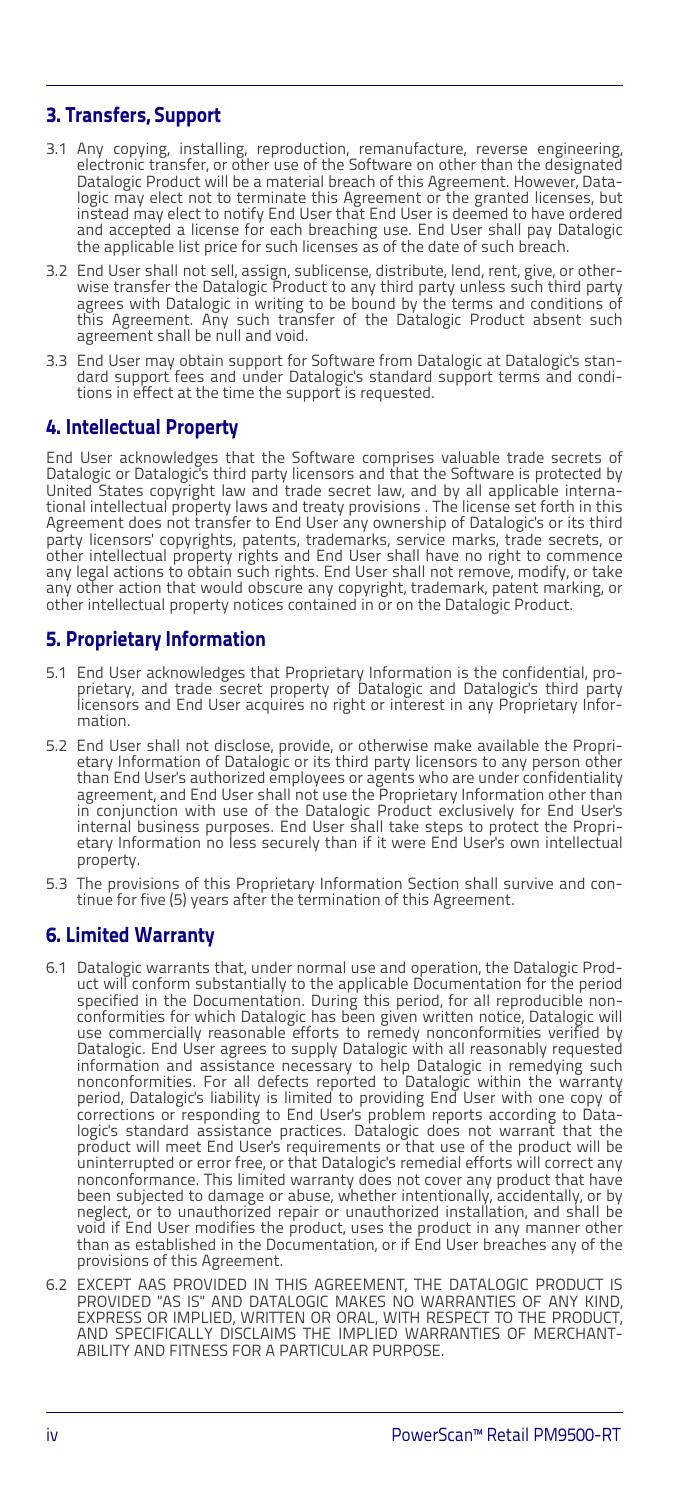## 3. Transfers, Support

3.1 Any copying, installing, reproduction, remanufacture, reverse engineering, electronic transfer, or other use of the Software on other than the designated Datalogic Product will be a material breach of this Agreement. However, Datalogic may elect not to terminate this Agreement or the granted licenses, but instead may elect to notify End User that End User is deemed to have ordered and accepted a license for each breaching use. End User shall pay Datalogic the applicable list price for such licenses as of the date of such breach.

3.2 End User shall not sell, assign, sublicense, distribute, lend, rent, give, or otherwise transfer the Datalogic Product to any third party unless such third party agrees with Datalogic in writing to be bound by the terms and conditions of this Agreement. Any such transfer of the Datalogic Product absent such agreement shall be null and void.

3.3 End User may obtain support for Software from Datalogic at Datalogic's standard support fees and under Datalogic's standard support terms and conditions in effect at the time the support is requested.

## 4. Intellectual Property

End User acknowledges that the Software comprises valuable trade secrets of Datalogic or Datalogic's third party licensors and that the Software is protected by United States copyright law and trade secret law, and by all applicable international intellectual property laws and treaty provisions . The license set forth in this Agreement does not transfer to End User any ownership of Datalogic's or its third party licensors' copyrights, patents, trademarks, service marks, trade secrets, or other intellectual property rights and End User shall have no right to commence any legal actions to obtain such rights. End User shall not remove, modify, or take any other action that would obscure any copyright, trademark, patent marking, or other intellectual property notices contained in or on the Datalogic Product.

## 5. Proprietary Information

5.1 End User acknowledges that Proprietary Information is the confidential, proprietary, and trade secret property of Datalogic and Datalogic's third party licensors and End User acquires no right or interest in any Proprietary Information.

5.2 End User shall not disclose, provide, or otherwise make available the Proprietary Information of Datalogic or its third party licensors to any person other than End User's authorized employees or agents who are under confidentiality agreement, and End User shall not use the Proprietary Information other than in conjunction with use of the Datalogic Product exclusively for End User's internal business purposes. End User shall take steps to protect the Proprietary Information no less securely than if it were End User's own intellectual property.

5.3 The provisions of this Proprietary Information Section shall survive and continue for five (5) years after the termination of this Agreement.

## 6. Limited Warranty

6.1 Datalogic warrants that, under normal use and operation, the Datalogic Product will conform substantially to the applicable Documentation for the period specified in the Documentation. During this period, for all reproducible nonconformities for which Datalogic has been given written notice, Datalogic will use commercially reasonable efforts to remedy nonconformities verified by Datalogic. End User agrees to supply Datalogic with all reasonably requested information and assistance necessary to help Datalogic in remedying such nonconformities. For all defects reported to Datalogic within the warranty period, Datalogic's liability is limited to providing End User with one copy of corrections or responding to End User's problem reports according to Datalogic's standard assistance practices. Datalogic does not warrant that the product will meet End User's requirements or that use of the product will be uninterrupted or error free, or that Datalogic's remedial efforts will correct any nonconformance. This limited warranty does not cover any product that have been subjected to damage or abuse, whether intentionally, accidentally, or by neglect, or to unauthorized repair or unauthorized installation, and shall be void if End User modifies the product, uses the product in any manner other than as established in the Documentation, or if End User breaches any of the provisions of this Agreement.

6.2 EXCEPT AAS PROVIDED IN THIS AGREEMENT, THE DATALOGIC PRODUCT IS PROVIDED "AS IS" AND DATALOGIC MAKES NO WARRANTIES OF ANY KIND, EXPRESS OR IMPLIED, WRITTEN OR ORAL, WITH RESPECT TO THE PRODUCT, AND SPECIFICALLY DISCLAIMS THE IMPLIED WARRANTIES OF MERCHANTABILITY AND FITNESS FOR A PARTICULAR PURPOSE.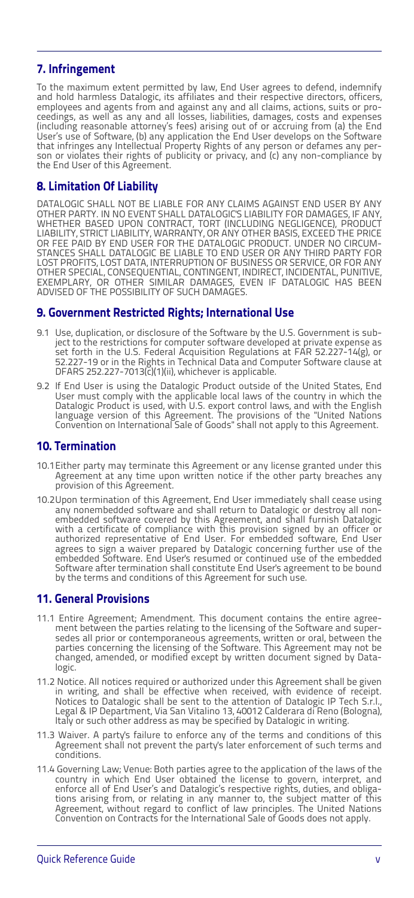## 7. Infringement

To the maximum extent permitted by law, End User agrees to defend, indemnify and hold harmless Datalogic, its affiliates and their respective directors, officers, employees and agents from and against any and all claims, actions, suits or proceedings, as well as any and all losses, liabilities, damages, costs and expenses (including reasonable attorney's fees) arising out of or accruing from (a) the End User's use of Software, (b) any application the End User develops on the Software that infringes any Intellectual Property Rights of any person or defames any person or violates their rights of publicity or privacy, and (c) any non-compliance by the End User of this Agreement.

## 8. Limitation Of Liability

DATALOGIC SHALL NOT BE LIABLE FOR ANY CLAIMS AGAINST END USER BY ANY OTHER PARTY. IN NO EVENT SHALL DATALOGIC'S LIABILITY FOR DAMAGES, IF ANY, WHETHER BASED UPON CONTRACT, TORT (INCLUDING NEGLIGENCE), PRODUCT LIABILITY, STRICT LIABILITY, WARRANTY, OR ANY OTHER BASIS, EXCEED THE PRICE OR FEE PAID BY END USER FOR THE DATALOGIC PRODUCT. UNDER NO CIRCUMSTANCES SHALL DATALOGIC BE LIABLE TO END USER OR ANY THIRD PARTY FOR LOST PROFITS, LOST DATA, INTERRUPTION OF BUSINESS OR SERVICE, OR FOR ANY OTHER SPECIAL, CONSEQUENTIAL, CONTINGENT, INDIRECT, INCIDENTAL, PUNITIVE, EXEMPLARY, OR OTHER SIMILAR DAMAGES, EVEN IF DATALOGIC HAS BEEN ADVISED OF THE POSSIBILITY OF SUCH DAMAGES.

## 9. Government Restricted Rights; International Use

9.1 Use, duplication, or disclosure of the Software by the U.S. Government is subject to the restrictions for computer software developed at private expense as set forth in the U.S. Federal Acquisition Regulations at FAR 52.227-14(g), or 52.227-19 or in the Rights in Technical Data and Computer Software clause at DFARS 252.227-7013(c)(1)(ii), whichever is applicable.

9.2 If End User is using the Datalogic Product outside of the United States, End User must comply with the applicable local laws of the country in which the Datalogic Product is used, with U.S. export control laws, and with the English language version of this Agreement. The provisions of the "United Nations Convention on International Sale of Goods" shall not apply to this Agreement.

## 10. Termination

10.1 Either party may terminate this Agreement or any license granted under this Agreement at any time upon written notice if the other party breaches any provision of this Agreement.

10.2 Upon termination of this Agreement, End User immediately shall cease using any nonembedded software and shall return to Datalogic or destroy all nonembedded software covered by this Agreement, and shall furnish Datalogic with a certificate of compliance with this provision signed by an officer or authorized representative of End User. For embedded software, End User agrees to sign a waiver prepared by Datalogic concerning further use of the embedded Software. End User's resumed or continued use of the embedded Software after termination shall constitute End User's agreement to be bound by the terms and conditions of this Agreement for such use.

## 11. General Provisions

11.1 Entire Agreement; Amendment. This document contains the entire agreement between the parties relating to the licensing of the Software and supersedes all prior or contemporaneous agreements, written or oral, between the parties concerning the licensing of the Software. This Agreement may not be changed, amended, or modified except by written document signed by Datalogic.

11.2 Notice. All notices required or authorized under this Agreement shall be given in writing, and shall be effective when received, with evidence of receipt. Notices to Datalogic shall be sent to the attention of Datalogic IP Tech S.r.l., Legal & IP Department, Via San Vitalino 13, 40012 Calderara di Reno (Bologna), Italy or such other address as may be specified by Datalogic in writing.

11.3 Waiver. A party's failure to enforce any of the terms and conditions of this Agreement shall not prevent the party's later enforcement of such terms and conditions.

11.4 Governing Law; Venue: Both parties agree to the application of the laws of the country in which End User obtained the license to govern, interpret, and enforce all of End User's and Datalogic's respective rights, duties, and obligations arising from, or relating in any manner to, the subject matter of this Agreement, without regard to conflict of law principles. The United Nations Convention on Contracts for the International Sale of Goods does not apply.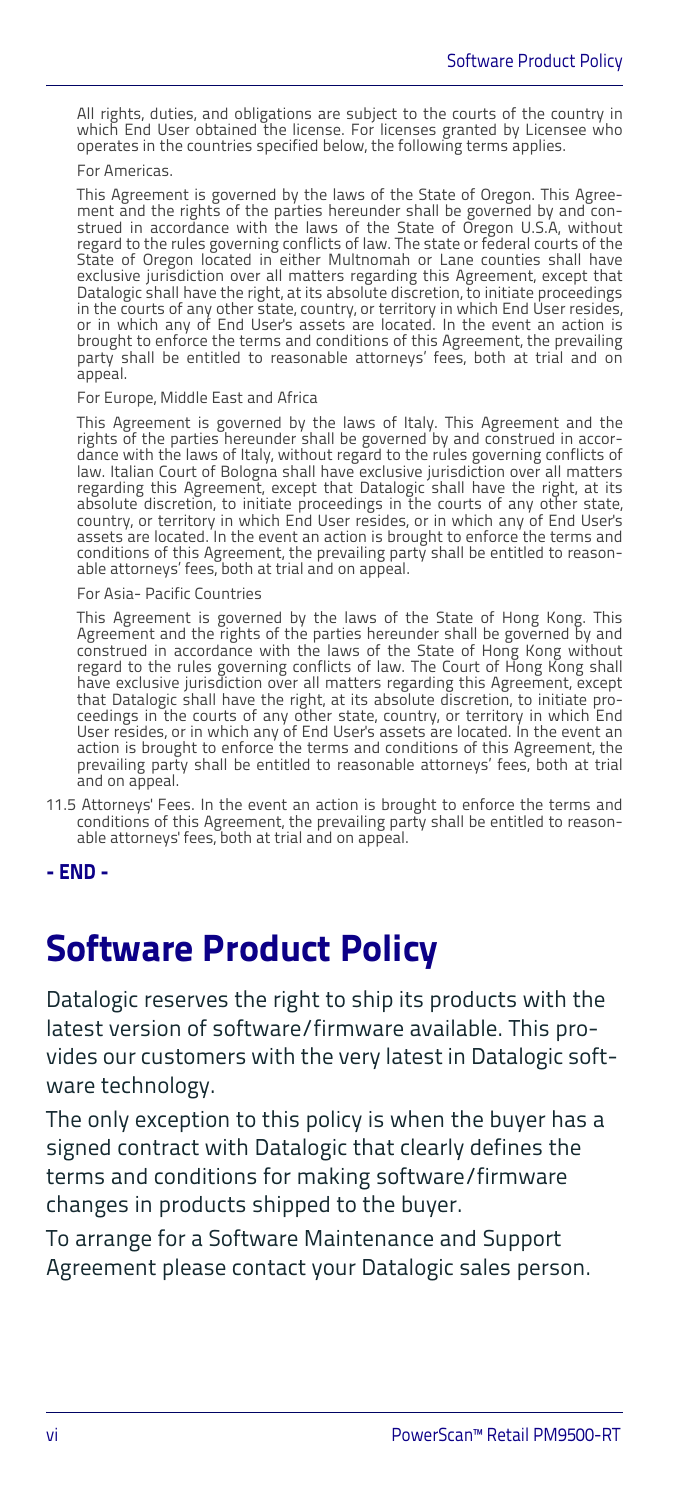All rights, duties, and obligations are subject to the courts of the country in which End User obtained the license. For licenses granted by Licensee who operates in the countries specified below, the following terms applies.

For Americas.

This Agreement is governed by the laws of the State of Oregon. This Agreement and the rights of the parties hereunder shall be governed by and construed in accordance with the laws of the State of Oregon U.S.A, without regard to the rules governing conflicts of law. The state or federal courts of the State of Oregon located in either Multnomah or Lane counties shall have exclusive jurisdiction over all matters regarding this Agreement, except that Datalogic shall have the right, at its absolute discretion, to initiate proceedings in the courts of any other state, country, or territory in which End User resides, or in which any of End User's assets are located. In the event an action is brought to enforce the terms and conditions of this Agreement, the prevailing party shall be entitled to reasonable attorneys' fees, both at trial and on appeal.

For Europe, Middle East and Africa

This Agreement is governed by the laws of Italy. This Agreement and the rights of the parties hereunder shall be governed by and construed in accordance with the laws of Italy, without regard to the rules governing conflicts of law. Italian Court of Bologna shall have exclusive jurisdiction over all matters regarding this Agreement, except that Datalogic shall have the right, at its absolute discretion, to initiate proceedings in the courts of any other state, country, or territory in which End User resides, or in which any of End User's assets are located. In the event an action is brought to enforce the terms and conditions of this Agreement, the prevailing party shall be entitled to reasonable attorneys' fees, both at trial and on appeal.

For Asia- Pacific Countries

This Agreement is governed by the laws of the State of Hong Kong. This Agreement and the rights of the parties hereunder shall be governed by and construed in accordance with the laws of the State of Hong Kong without regard to the rules governing conflicts of law. The Court of Hong Kong shall have exclusive jurisdiction over all matters regarding this Agreement, except that Datalogic shall have the right, at its absolute discretion, to initiate proceedings in the courts of any other state, country, or territory in which End User resides, or in which any of End User's assets are located. In the event an action is brought to enforce the terms and conditions of this Agreement, the prevailing party shall be entitled to reasonable attorneys' fees, both at trial and on appeal.

11.5 Attorneys' Fees. In the event an action is brought to enforce the terms and conditions of this Agreement, the prevailing party shall be entitled to reasonable attorneys' fees, both at trial and on appeal.

**- END -**

# Software Product Policy

Datalogic reserves the right to ship its products with the latest version of software/firmware available. This provides our customers with the very latest in Datalogic software technology.

The only exception to this policy is when the buyer has a signed contract with Datalogic that clearly defines the terms and conditions for making software/firmware changes in products shipped to the buyer.

To arrange for a Software Maintenance and Support Agreement please contact your Datalogic sales person.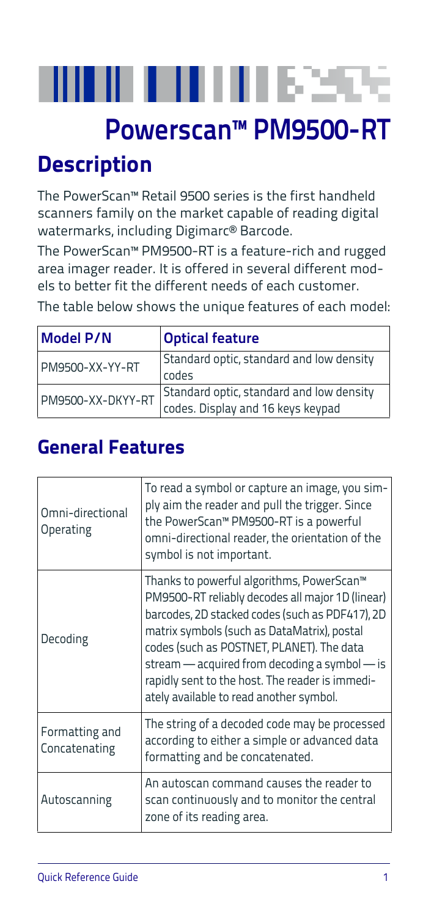# Powerscan™ PM9500-RT

## Description

The PowerScan™ Retail 9500 series is the first handheld scanners family on the market capable of reading digital watermarks, including Digimarc® Barcode.

The PowerScan™ PM9500-RT is a feature-rich and rugged area imager reader. It is offered in several different models to better fit the different needs of each customer.

The table below shows the unique features of each model:

| Model P/N | Optical feature |
|---|---|
| PM9500-XX-YY-RT | Standard optic, standard and low density codes |
| PM9500-XX-DKYY-RT | Standard optic, standard and low density codes. Display and 16 keys keypad |

## General Features

| | |
|---|---|
| Omni-directional Operating | To read a symbol or capture an image, you simply aim the reader and pull the trigger. Since the PowerScan™ PM9500-RT is a powerful omni-directional reader, the orientation of the symbol is not important. |
| Decoding | Thanks to powerful algorithms, PowerScan™ PM9500-RT reliably decodes all major 1D (linear) barcodes, 2D stacked codes (such as PDF417), 2D matrix symbols (such as DataMatrix), postal codes (such as POSTNET, PLANET). The data stream — acquired from decoding a symbol — is rapidly sent to the host. The reader is immediately available to read another symbol. |
| Formatting and Concatenating | The string of a decoded code may be processed according to either a simple or advanced data formatting and be concatenated. |
| Autoscanning | An autoscan command causes the reader to scan continuously and to monitor the central zone of its reading area. |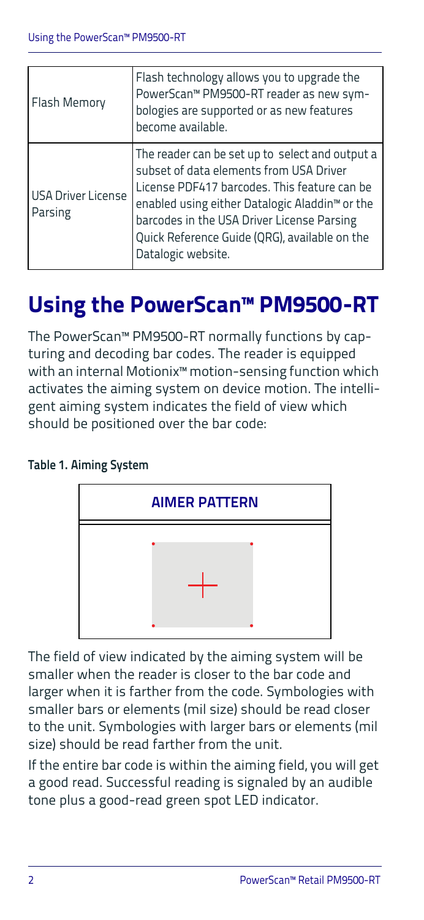| Flash Memory | Flash technology allows you to upgrade the PowerScan™ PM9500-RT reader as new symbologies are supported or as new features become available. |
|---|---|
| USA Driver License Parsing | The reader can be set up to select and output a subset of data elements from USA Driver License PDF417 barcodes. This feature can be enabled using either Datalogic Aladdin™ or the barcodes in the USA Driver License Parsing Quick Reference Guide (QRG), available on the Datalogic website. |

# Using the PowerScan™ PM9500-RT

The PowerScan™ PM9500-RT normally functions by capturing and decoding bar codes. The reader is equipped with an internal Motionix™ motion-sensing function which activates the aiming system on device motion. The intelligent aiming system indicates the field of view which should be positioned over the bar code:

**Table 1. Aiming System**

| AIMER PATTERN |
|---|
| |

The field of view indicated by the aiming system will be smaller when the reader is closer to the bar code and larger when it is farther from the code. Symbologies with smaller bars or elements (mil size) should be read closer to the unit. Symbologies with larger bars or elements (mil size) should be read farther from the unit.

If the entire bar code is within the aiming field, you will get a good read. Successful reading is signaled by an audible tone plus a good-read green spot LED indicator.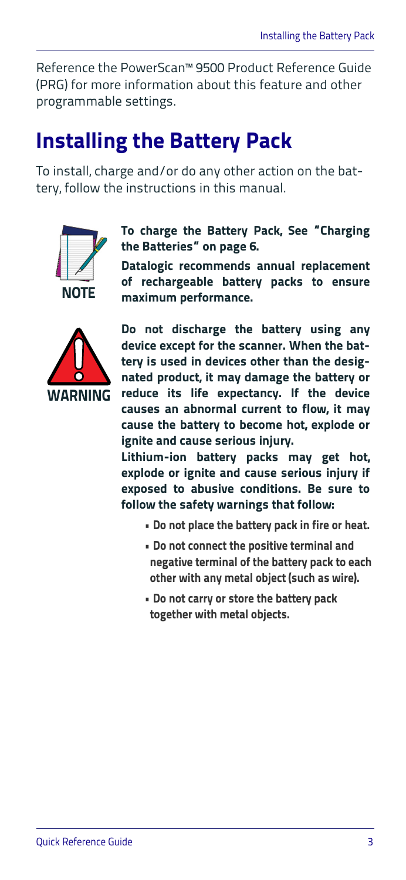Reference the PowerScan™ 9500 Product Reference Guide (PRG) for more information about this feature and other programmable settings.

## Installing the Battery Pack

To install, charge and/or do any other action on the battery, follow the instructions in this manual.

NOTE

**To charge the Battery Pack, See "Charging the Batteries" on page 6.**

**Datalogic recommends annual replacement of rechargeable battery packs to ensure maximum performance.**

WARNING

**Do not discharge the battery using any device except for the scanner. When the battery is used in devices other than the designated product, it may damage the battery or reduce its life expectancy. If the device causes an abnormal current to flow, it may cause the battery to become hot, explode or ignite and cause serious injury.**

**Lithium-ion battery packs may get hot, explode or ignite and cause serious injury if exposed to abusive conditions. Be sure to follow the safety warnings that follow:**

- **Do not place the battery pack in fire or heat.**
- **Do not connect the positive terminal and negative terminal of the battery pack to each other with any metal object (such as wire).**
- **Do not carry or store the battery pack together with metal objects.**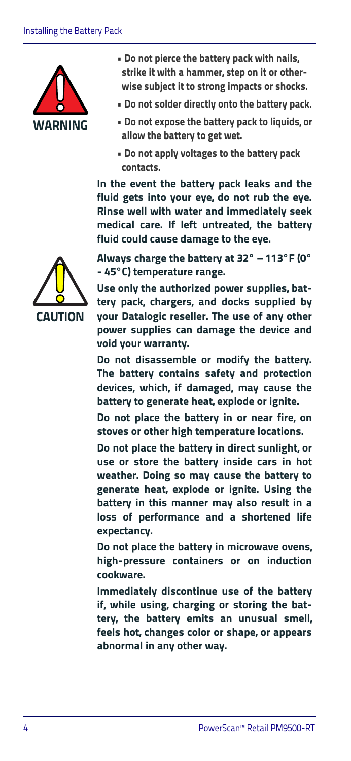**WARNING**

- **Do not pierce the battery pack with nails, strike it with a hammer, step on it or otherwise subject it to strong impacts or shocks.**
- **Do not solder directly onto the battery pack.**
- **Do not expose the battery pack to liquids, or allow the battery to get wet.**
- **Do not apply voltages to the battery pack contacts.**

**In the event the battery pack leaks and the fluid gets into your eye, do not rub the eye. Rinse well with water and immediately seek medical care. If left untreated, the battery fluid could cause damage to the eye.**

**CAUTION**

**Always charge the battery at 32° – 113°F (0° - 45°C) temperature range.**

**Use only the authorized power supplies, battery pack, chargers, and docks supplied by your Datalogic reseller. The use of any other power supplies can damage the device and void your warranty.**

**Do not disassemble or modify the battery. The battery contains safety and protection devices, which, if damaged, may cause the battery to generate heat, explode or ignite.**

**Do not place the battery in or near fire, on stoves or other high temperature locations.**

**Do not place the battery in direct sunlight, or use or store the battery inside cars in hot weather. Doing so may cause the battery to generate heat, explode or ignite. Using the battery in this manner may also result in a loss of performance and a shortened life expectancy.**

**Do not place the battery in microwave ovens, high-pressure containers or on induction cookware.**

**Immediately discontinue use of the battery if, while using, charging or storing the battery, the battery emits an unusual smell, feels hot, changes color or shape, or appears abnormal in any other way.**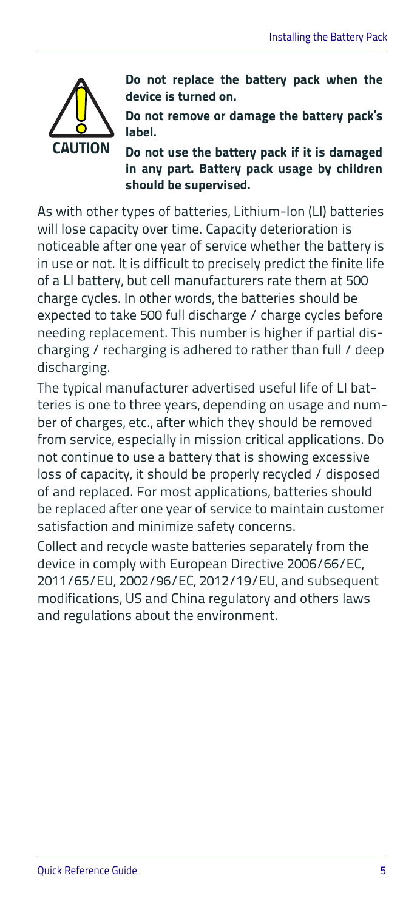CAUTION

**Do not replace the battery pack when the device is turned on.**

**Do not remove or damage the battery pack's label.**

**Do not use the battery pack if it is damaged in any part. Battery pack usage by children should be supervised.**

As with other types of batteries, Lithium-Ion (LI) batteries will lose capacity over time. Capacity deterioration is noticeable after one year of service whether the battery is in use or not. It is difficult to precisely predict the finite life of a LI battery, but cell manufacturers rate them at 500 charge cycles. In other words, the batteries should be expected to take 500 full discharge / charge cycles before needing replacement. This number is higher if partial discharging / recharging is adhered to rather than full / deep discharging.

The typical manufacturer advertised useful life of LI batteries is one to three years, depending on usage and number of charges, etc., after which they should be removed from service, especially in mission critical applications. Do not continue to use a battery that is showing excessive loss of capacity, it should be properly recycled / disposed of and replaced. For most applications, batteries should be replaced after one year of service to maintain customer satisfaction and minimize safety concerns.

Collect and recycle waste batteries separately from the device in comply with European Directive 2006/66/EC, 2011/65/EU, 2002/96/EC, 2012/19/EU, and subsequent modifications, US and China regulatory and others laws and regulations about the environment.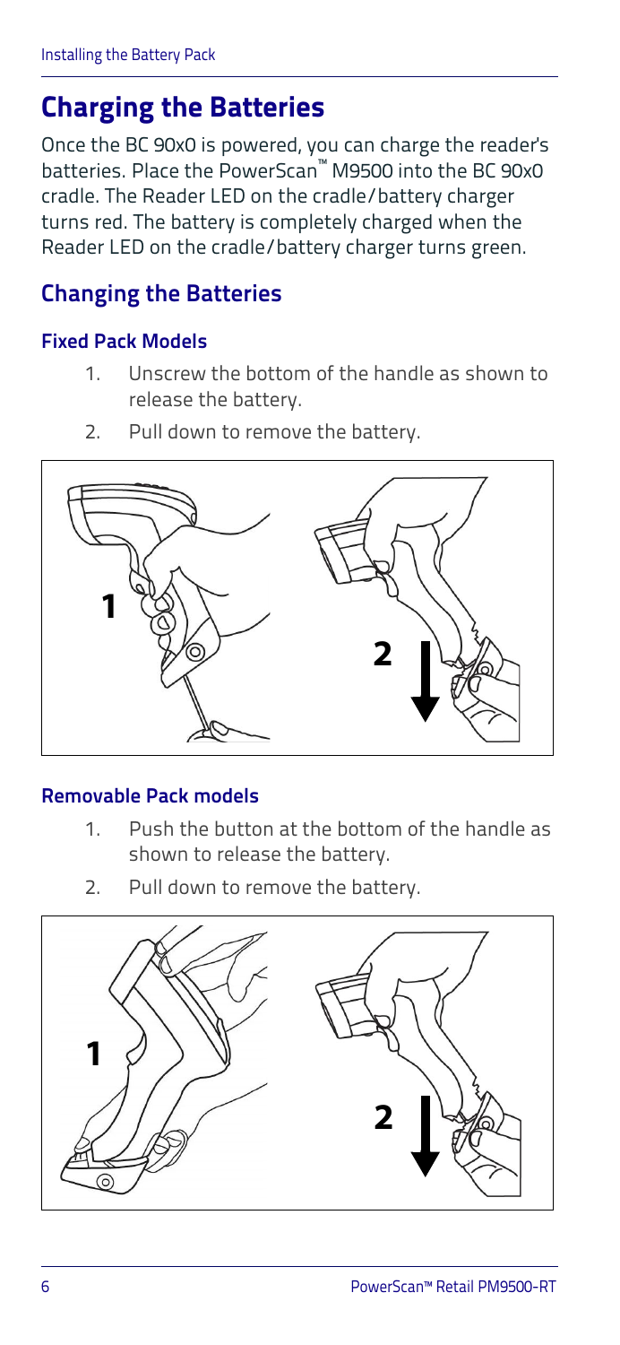## Charging the Batteries

Once the BC 90x0 is powered, you can charge the reader's batteries. Place the PowerScan™ M9500 into the BC 90x0 cradle. The Reader LED on the cradle/battery charger turns red. The battery is completely charged when the Reader LED on the cradle/battery charger turns green.

### Changing the Batteries

#### Fixed Pack Models

1. Unscrew the bottom of the handle as shown to release the battery.
2. Pull down to remove the battery.

#### Removable Pack models

1. Push the button at the bottom of the handle as shown to release the battery.
2. Pull down to remove the battery.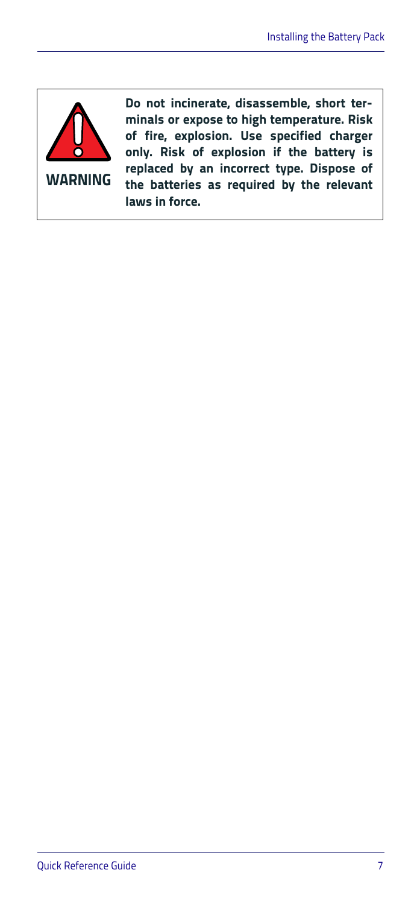**WARNING**

**Do not incinerate, disassemble, short terminals or expose to high temperature. Risk of fire, explosion. Use specified charger only. Risk of explosion if the battery is replaced by an incorrect type. Dispose of the batteries as required by the relevant laws in force.**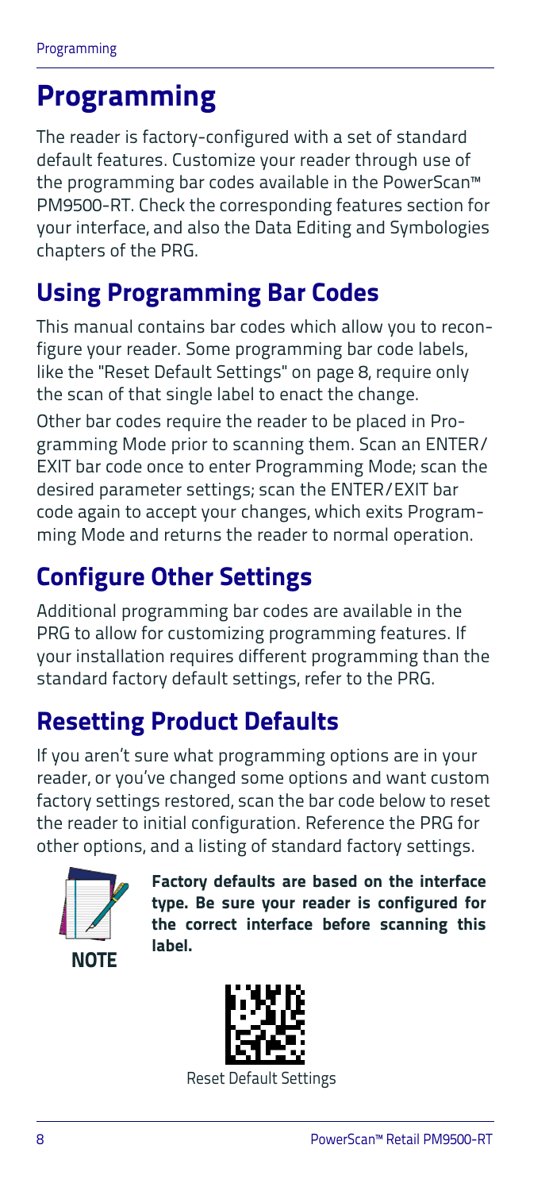# Programming

The reader is factory-configured with a set of standard default features. Customize your reader through use of the programming bar codes available in the PowerScan™ PM9500-RT. Check the corresponding features section for your interface, and also the Data Editing and Symbologies chapters of the PRG.

## Using Programming Bar Codes

This manual contains bar codes which allow you to reconfigure your reader. Some programming bar code labels, like the "Reset Default Settings" on page 8, require only the scan of that single label to enact the change.

Other bar codes require the reader to be placed in Programming Mode prior to scanning them. Scan an ENTER/EXIT bar code once to enter Programming Mode; scan the desired parameter settings; scan the ENTER/EXIT bar code again to accept your changes, which exits Programming Mode and returns the reader to normal operation.

## Configure Other Settings

Additional programming bar codes are available in the PRG to allow for customizing programming features. If your installation requires different programming than the standard factory default settings, refer to the PRG.

## Resetting Product Defaults

If you aren't sure what programming options are in your reader, or you've changed some options and want custom factory settings restored, scan the bar code below to reset the reader to initial configuration. Reference the PRG for other options, and a listing of standard factory settings.

NOTE

**Factory defaults are based on the interface type. Be sure your reader is configured for the correct interface before scanning this label.**

Reset Default Settings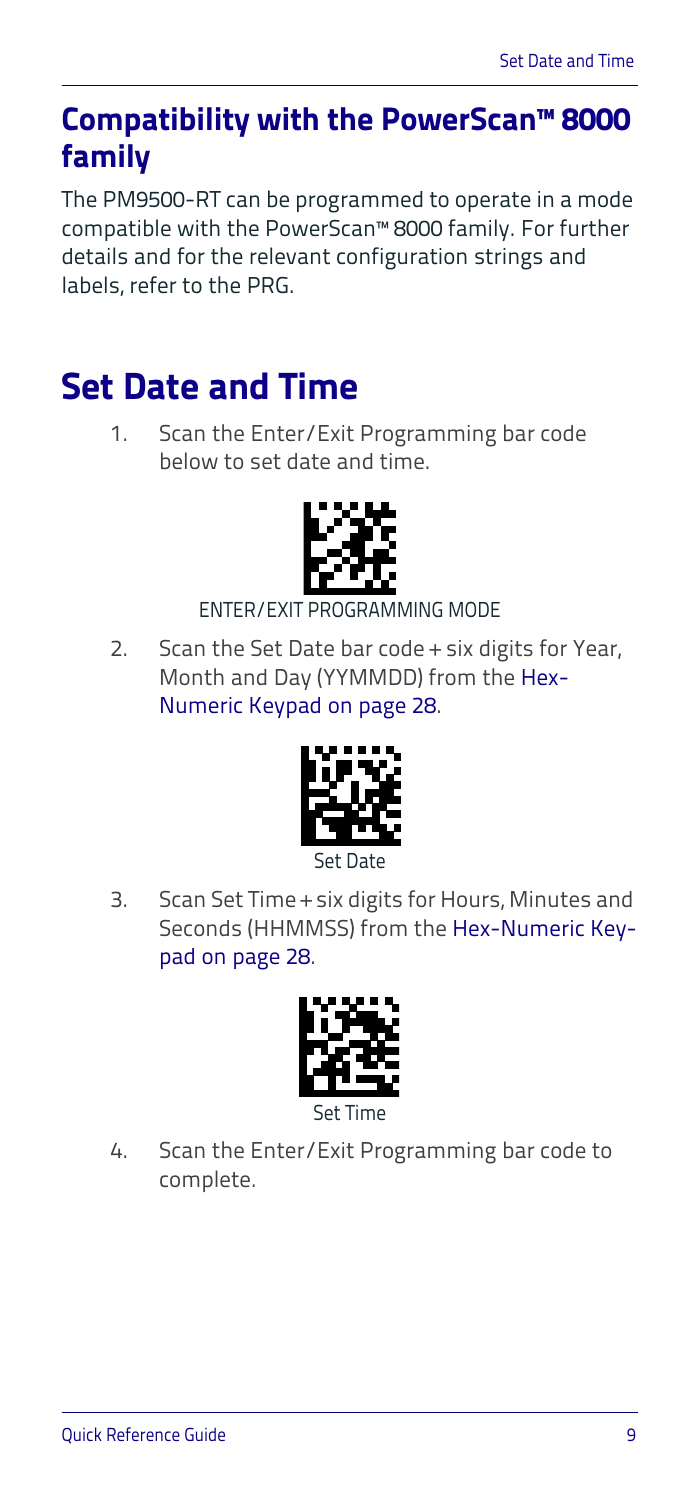## Compatibility with the PowerScan™ 8000 family

The PM9500-RT can be programmed to operate in a mode compatible with the PowerScan™ 8000 family. For further details and for the relevant configuration strings and labels, refer to the PRG.

# Set Date and Time

1. Scan the Enter/Exit Programming bar code below to set date and time.

   ENTER/EXIT PROGRAMMING MODE

2. Scan the Set Date bar code + six digits for Year, Month and Day (YYMMDD) from the Hex-Numeric Keypad on page 28.

   Set Date

3. Scan Set Time + six digits for Hours, Minutes and Seconds (HHMMSS) from the Hex-Numeric Keypad on page 28.

   Set Time

4. Scan the Enter/Exit Programming bar code to complete.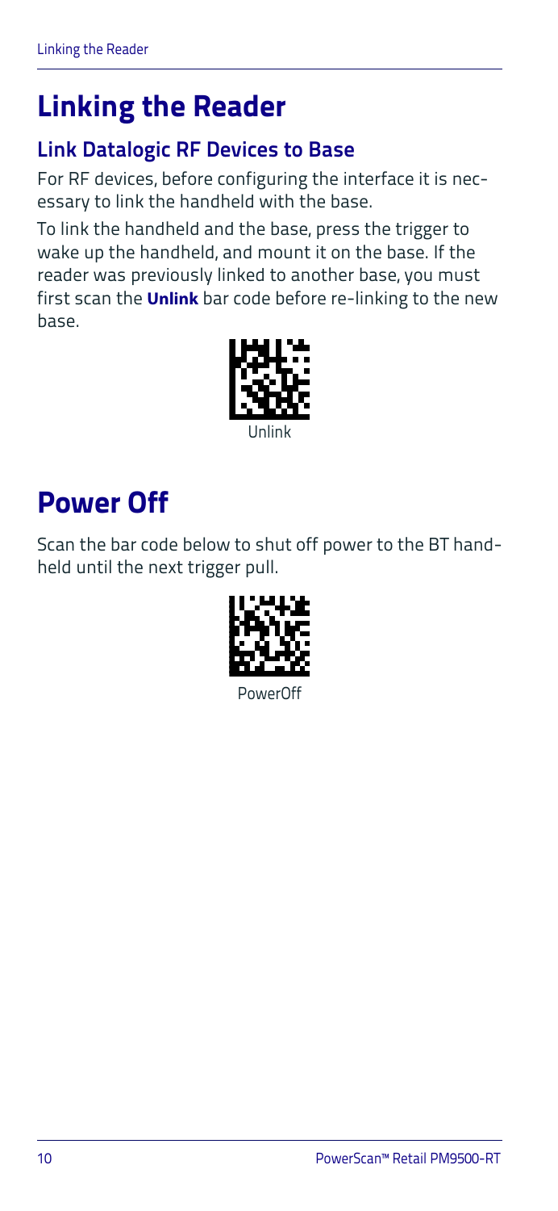# Linking the Reader

## Link Datalogic RF Devices to Base

For RF devices, before configuring the interface it is necessary to link the handheld with the base.

To link the handheld and the base, press the trigger to wake up the handheld, and mount it on the base. If the reader was previously linked to another base, you must first scan the **Unlink** bar code before re-linking to the new base.

Unlink

# Power Off

Scan the bar code below to shut off power to the BT handheld until the next trigger pull.

PowerOff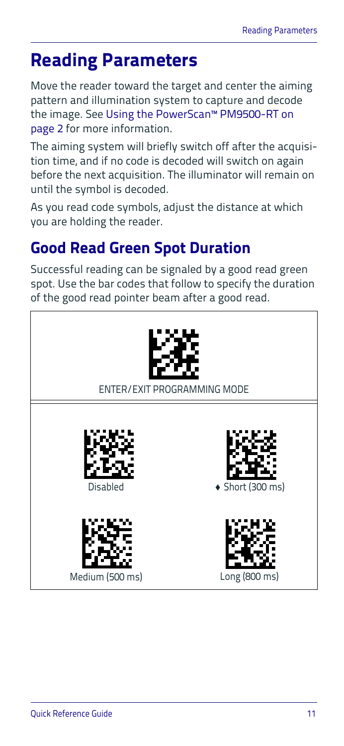# Reading Parameters

Move the reader toward the target and center the aiming pattern and illumination system to capture and decode the image. See Using the PowerScan™ PM9500-RT on page 2 for more information.

The aiming system will briefly switch off after the acquisition time, and if no code is decoded will switch on again before the next acquisition. The illuminator will remain on until the symbol is decoded.

As you read code symbols, adjust the distance at which you are holding the reader.

## Good Read Green Spot Duration

Successful reading can be signaled by a good read green spot. Use the bar codes that follow to specify the duration of the good read pointer beam after a good read.

ENTER/EXIT PROGRAMMING MODE

Disabled

♦ Short (300 ms)

Medium (500 ms)

Long (800 ms)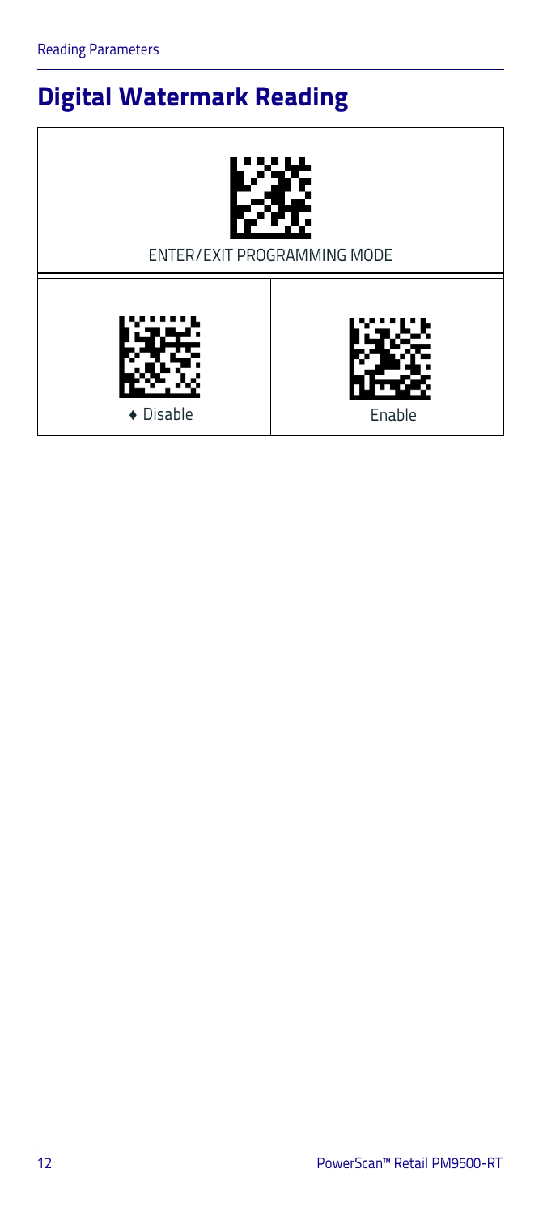## Digital Watermark Reading

| ENTER/EXIT PROGRAMMING MODE | |
|---|---|
| ♦ Disable | Enable |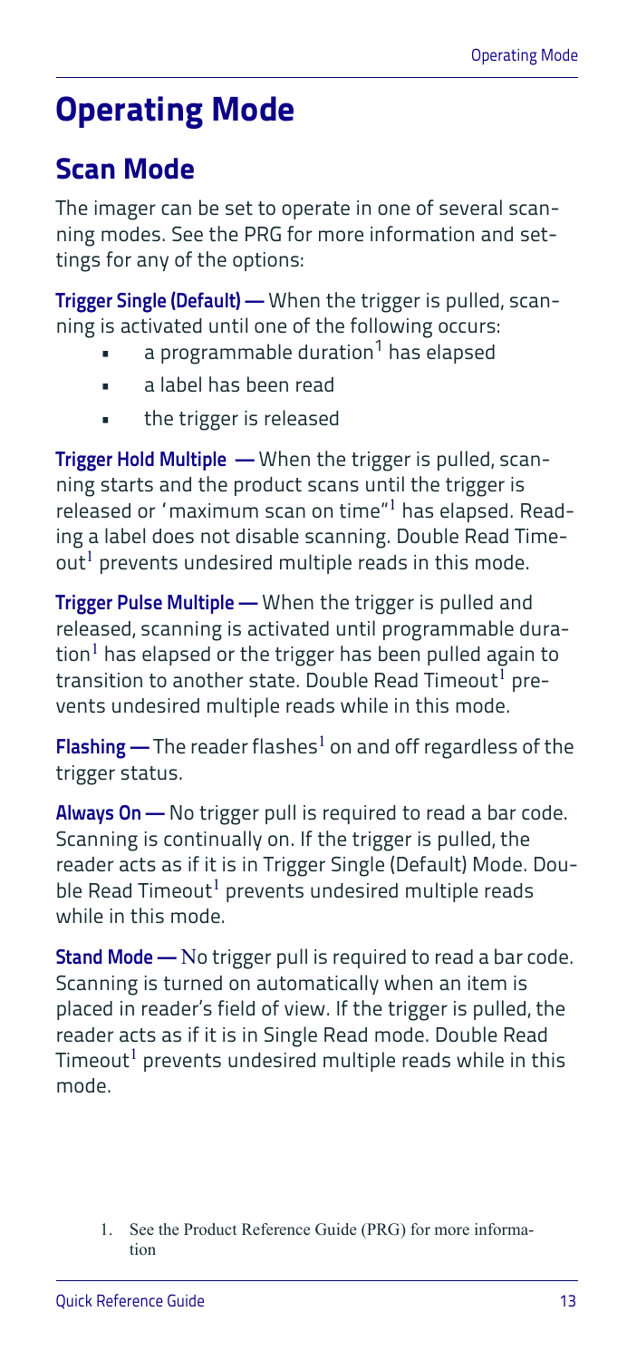# Operating Mode

## Scan Mode

The imager can be set to operate in one of several scanning modes. See the PRG for more information and settings for any of the options:

**Trigger Single (Default) —** When the trigger is pulled, scanning is activated until one of the following occurs:

- a programmable duration[1] has elapsed
- a label has been read
- the trigger is released

**Trigger Hold Multiple —** When the trigger is pulled, scanning starts and the product scans until the trigger is released or 'maximum scan on time"[1] has elapsed. Reading a label does not disable scanning. Double Read Timeout[1] prevents undesired multiple reads in this mode.

**Trigger Pulse Multiple —** When the trigger is pulled and released, scanning is activated until programmable duration[1] has elapsed or the trigger has been pulled again to transition to another state. Double Read Timeout[1] prevents undesired multiple reads while in this mode.

**Flashing —** The reader flashes[1] on and off regardless of the trigger status.

**Always On —** No trigger pull is required to read a bar code. Scanning is continually on. If the trigger is pulled, the reader acts as if it is in Trigger Single (Default) Mode. Double Read Timeout[1] prevents undesired multiple reads while in this mode.

**Stand Mode —** No trigger pull is required to read a bar code. Scanning is turned on automatically when an item is placed in reader's field of view. If the trigger is pulled, the reader acts as if it is in Single Read mode. Double Read Timeout[1] prevents undesired multiple reads while in this mode.

1. See the Product Reference Guide (PRG) for more information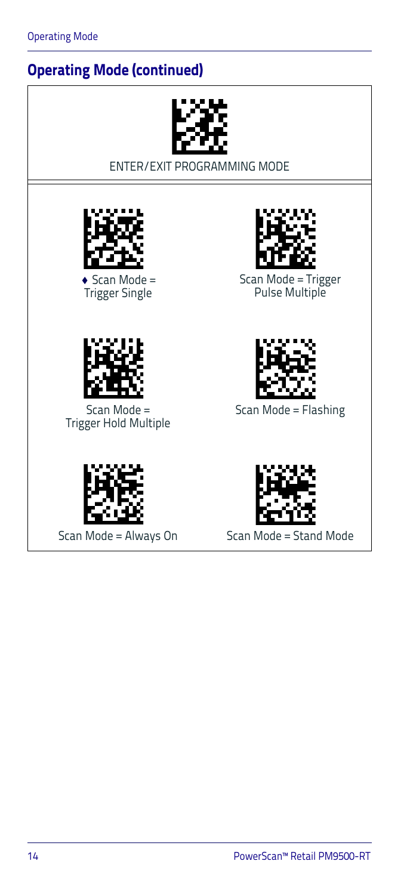## Operating Mode (continued)

ENTER/EXIT PROGRAMMING MODE

♦ Scan Mode = Trigger Single

Scan Mode = Trigger Pulse Multiple

Scan Mode = Trigger Hold Multiple

Scan Mode = Flashing

Scan Mode = Always On

Scan Mode = Stand Mode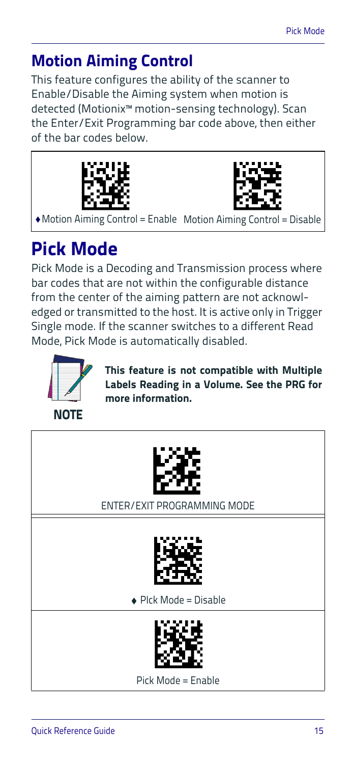## Motion Aiming Control

This feature configures the ability of the scanner to Enable/Disable the Aiming system when motion is detected (Motionix™ motion-sensing technology). Scan the Enter/Exit Programming bar code above, then either of the bar codes below.

♦Motion Aiming Control = Enable

Motion Aiming Control = Disable

# Pick Mode

Pick Mode is a Decoding and Transmission process where bar codes that are not within the configurable distance from the center of the aiming pattern are not acknowledged or transmitted to the host. It is active only in Trigger Single mode. If the scanner switches to a different Read Mode, Pick Mode is automatically disabled.

NOTE

**This feature is not compatible with Multiple Labels Reading in a Volume. See the PRG for more information.**

ENTER/EXIT PROGRAMMING MODE

♦ PIck Mode = Disable

Pick Mode = Enable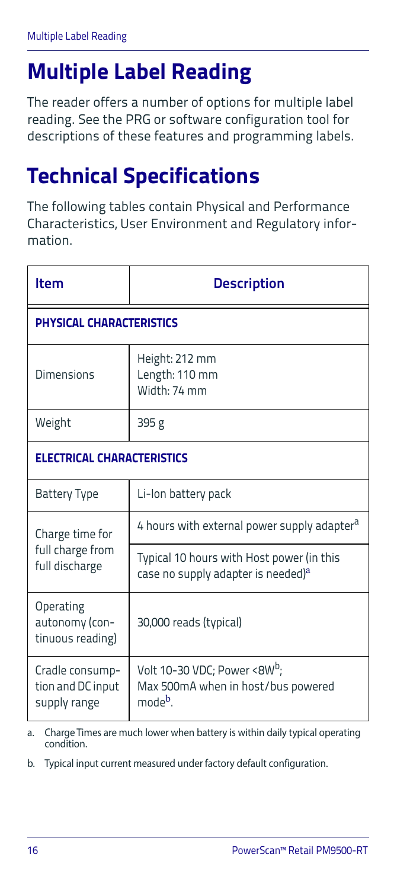# Multiple Label Reading

The reader offers a number of options for multiple label reading. See the PRG or software configuration tool for descriptions of these features and programming labels.

# Technical Specifications

The following tables contain Physical and Performance Characteristics, User Environment and Regulatory information.

| Item | Description |
|---|---|
| **PHYSICAL CHARACTERISTICS** | |
| Dimensions | Height: 212 mm<br>Length: 110 mm<br>Width: 74 mm |
| Weight | 395 g |
| **ELECTRICAL CHARACTERISTICS** | |
| Battery Type | Li-Ion battery pack |
| Charge time for full charge from full discharge | 4 hours with external power supply adapter[a] |
| | Typical 10 hours with Host power (in this case no supply adapter is needed)[a] |
| Operating autonomy (continuous reading) | 30,000 reads (typical) |
| Cradle consumption and DC input supply range | Volt 10-30 VDC; Power <8W[b];<br>Max 500mA when in host/bus powered mode[b]. |

a. Charge Times are much lower when battery is within daily typical operating condition.

b. Typical input current measured under factory default configuration.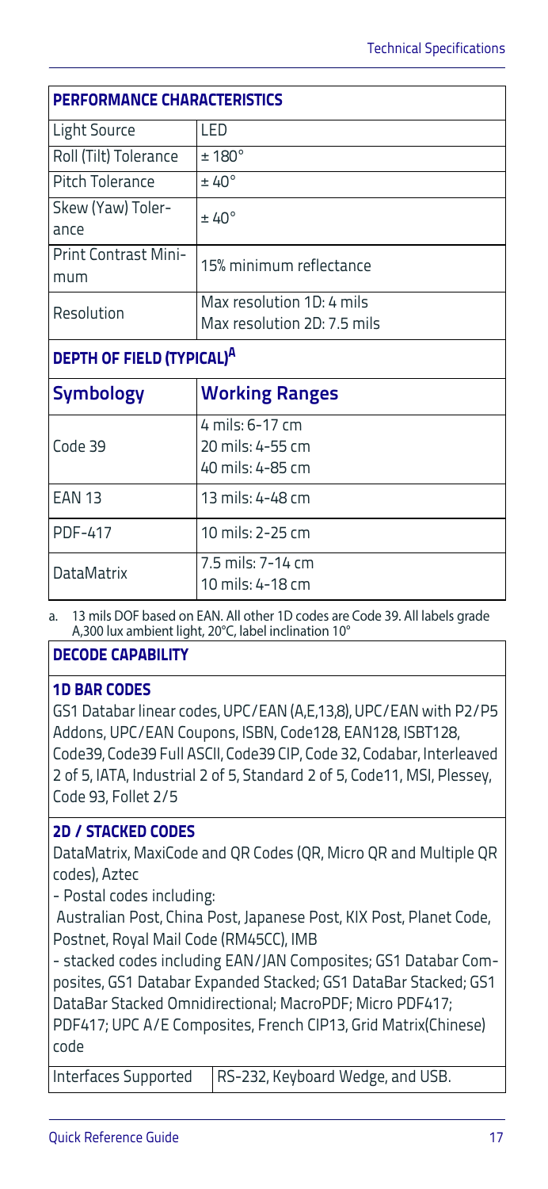| PERFORMANCE CHARACTERISTICS | |
|---|---|
| Light Source | LED |
| Roll (Tilt) Tolerance | ± 180° |
| Pitch Tolerance | ± 40° |
| Skew (Yaw) Tolerance | ± 40° |
| Print Contrast Minimum | 15% minimum reflectance |
| Resolution | Max resolution 1D: 4 mils<br>Max resolution 2D: 7.5 mils |

**DEPTH OF FIELD (TYPICAL)[a]**

| Symbology | Working Ranges |
|---|---|
| Code 39 | 4 mils: 6-17 cm<br>20 mils: 4-55 cm<br>40 mils: 4-85 cm |
| EAN 13 | 13 mils: 4-48 cm |
| PDF-417 | 10 mils: 2-25 cm |
| DataMatrix | 7.5 mils: 7-14 cm<br>10 mils: 4-18 cm |

a. 13 mils DOF based on EAN. All other 1D codes are Code 39. All labels grade A,300 lux ambient light, 20°C, label inclination 10°

**DECODE CAPABILITY**

**1D BAR CODES**

GS1 Databar linear codes, UPC/EAN (A,E,13,8), UPC/EAN with P2/P5 Addons, UPC/EAN Coupons, ISBN, Code128, EAN128, ISBT128, Code39, Code39 Full ASCII, Code39 CIP, Code 32, Codabar, Interleaved 2 of 5, IATA, Industrial 2 of 5, Standard 2 of 5, Code11, MSI, Plessey, Code 93, Follet 2/5

**2D / STACKED CODES**

DataMatrix, MaxiCode and QR Codes (QR, Micro QR and Multiple QR codes), Aztec

- Postal codes including:
 Australian Post, China Post, Japanese Post, KIX Post, Planet Code, Postnet, Royal Mail Code (RM45CC), IMB
- stacked codes including EAN/JAN Composites; GS1 Databar Composites, GS1 Databar Expanded Stacked; GS1 DataBar Stacked; GS1 DataBar Stacked Omnidirectional; MacroPDF; Micro PDF417; PDF417; UPC A/E Composites, French CIP13, Grid Matrix(Chinese) code

| Interfaces Supported | RS-232, Keyboard Wedge, and USB. |
|---|---|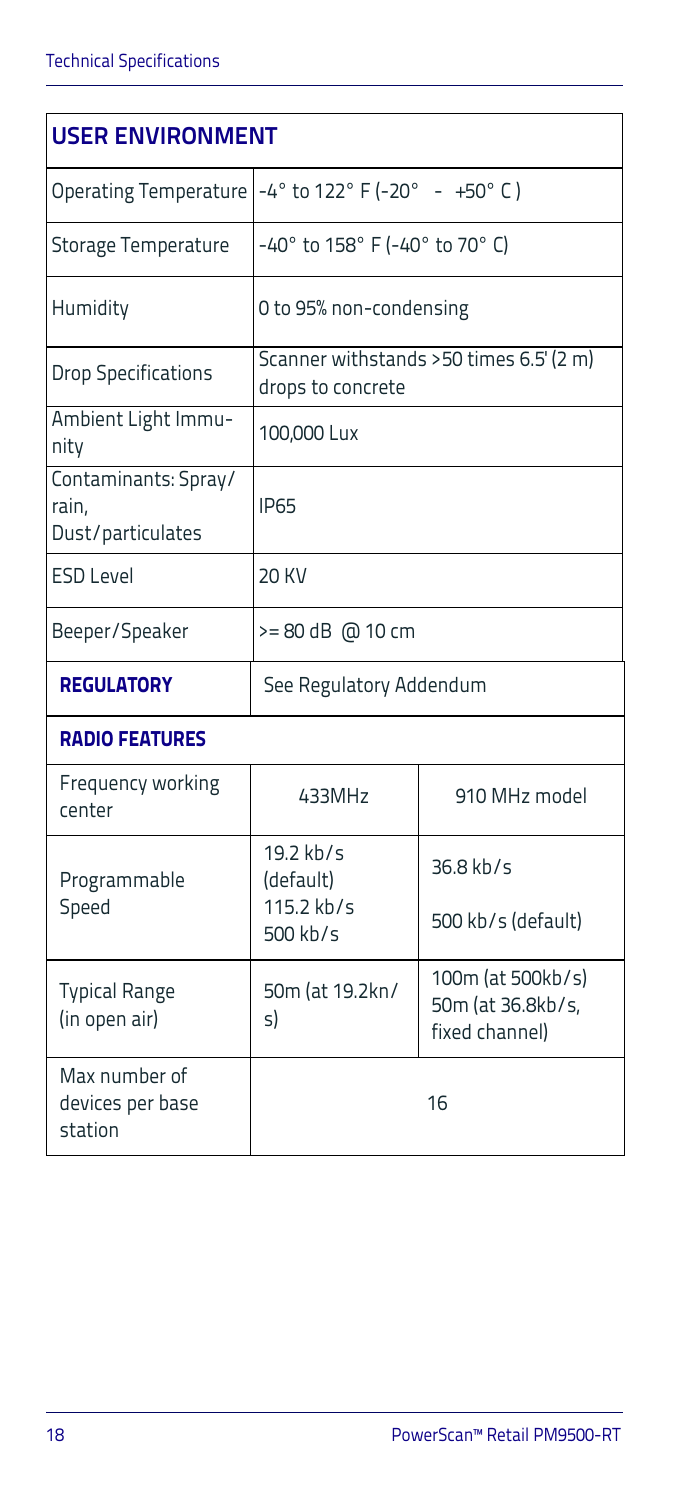| USER ENVIRONMENT | | |
|---|---|---|
| Operating Temperature | -4° to 122° F (-20° - +50° C) | |
| Storage Temperature | -40° to 158° F (-40° to 70° C) | |
| Humidity | 0 to 95% non-condensing | |
| Drop Specifications | Scanner withstands >50 times 6.5' (2 m) drops to concrete | |
| Ambient Light Immunity | 100,000 Lux | |
| Contaminants: Spray/rain, Dust/particulates | IP65 | |
| ESD Level | 20 KV | |
| Beeper/Speaker | >= 80 dB @ 10 cm | |
| **REGULATORY** | See Regulatory Addendum | |
| **RADIO FEATURES** | | |
| Frequency working center | 433MHz | 910 MHz model |
| Programmable Speed | 19.2 kb/s (default)<br>115.2 kb/s<br>500 kb/s | 36.8 kb/s<br>500 kb/s (default) |
| Typical Range (in open air) | 50m (at 19.2kn/s) | 100m (at 500kb/s)<br>50m (at 36.8kb/s, fixed channel) |
| Max number of devices per base station | 16 | |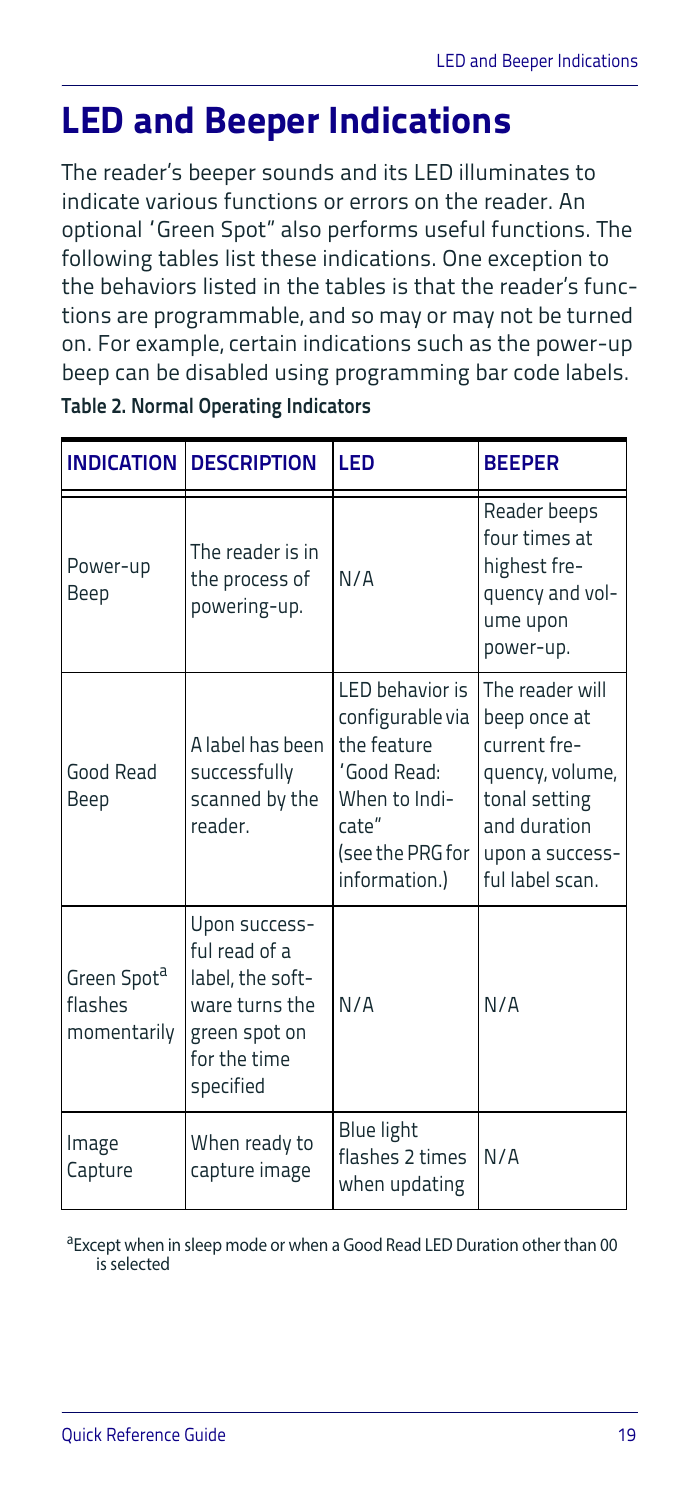# LED and Beeper Indications

The reader's beeper sounds and its LED illuminates to indicate various functions or errors on the reader. An optional 'Green Spot" also performs useful functions. The following tables list these indications. One exception to the behaviors listed in the tables is that the reader's functions are programmable, and so may or may not be turned on. For example, certain indications such as the power-up beep can be disabled using programming bar code labels.

**Table 2. Normal Operating Indicators**

| INDICATION | DESCRIPTION | LED | BEEPER |
|---|---|---|---|
| Power-up Beep | The reader is in the process of powering-up. | N/A | Reader beeps four times at highest frequency and volume upon power-up. |
| Good Read Beep | A label has been successfully scanned by the reader. | LED behavior is configurable via the feature 'Good Read: When to Indicate" (see the PRG for information.) | The reader will beep once at current frequency, volume, tonal setting and duration upon a successful label scan. |
| Green Spot[a] flashes momentarily | Upon successful read of a label, the software turns the green spot on for the time specified | N/A | N/A |
| Image Capture | When ready to capture image | Blue light flashes 2 times when updating | N/A |

[a]Except when in sleep mode or when a Good Read LED Duration other than 00 is selected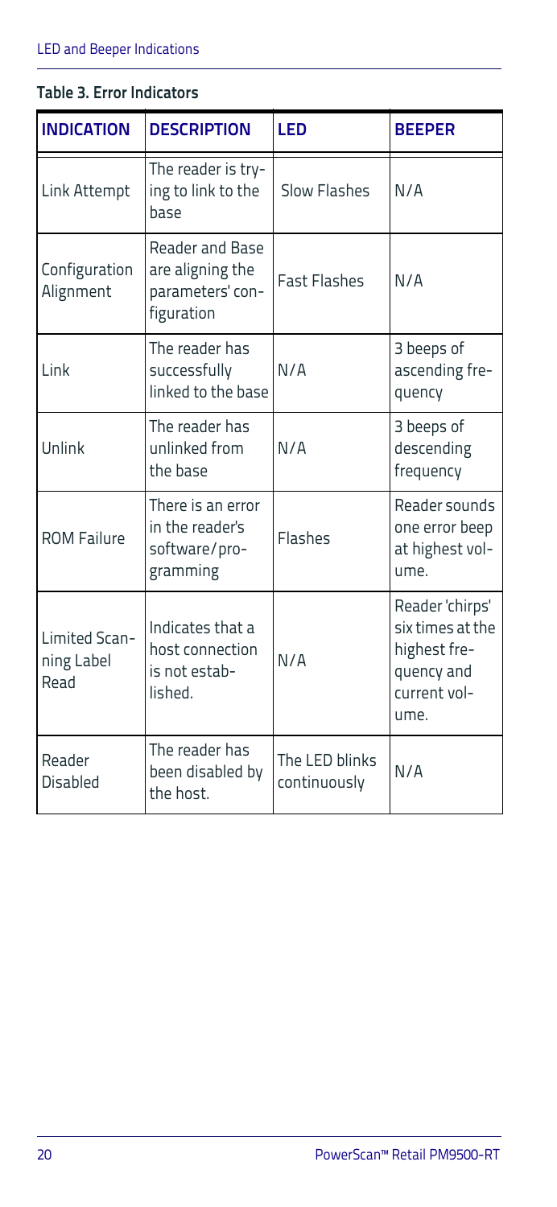**Table 3. Error Indicators**

| INDICATION | DESCRIPTION | LED | BEEPER |
|---|---|---|---|
| Link Attempt | The reader is trying to link to the base | Slow Flashes | N/A |
| Configuration Alignment | Reader and Base are aligning the parameters' configuration | Fast Flashes | N/A |
| Link | The reader has successfully linked to the base | N/A | 3 beeps of ascending frequency |
| Unlink | The reader has unlinked from the base | N/A | 3 beeps of descending frequency |
| ROM Failure | There is an error in the reader's software/programming | Flashes | Reader sounds one error beep at highest volume. |
| Limited Scanning Label Read | Indicates that a host connection is not established. | N/A | Reader 'chirps' six times at the highest frequency and current volume. |
| Reader Disabled | The reader has been disabled by the host. | The LED blinks continuously | N/A |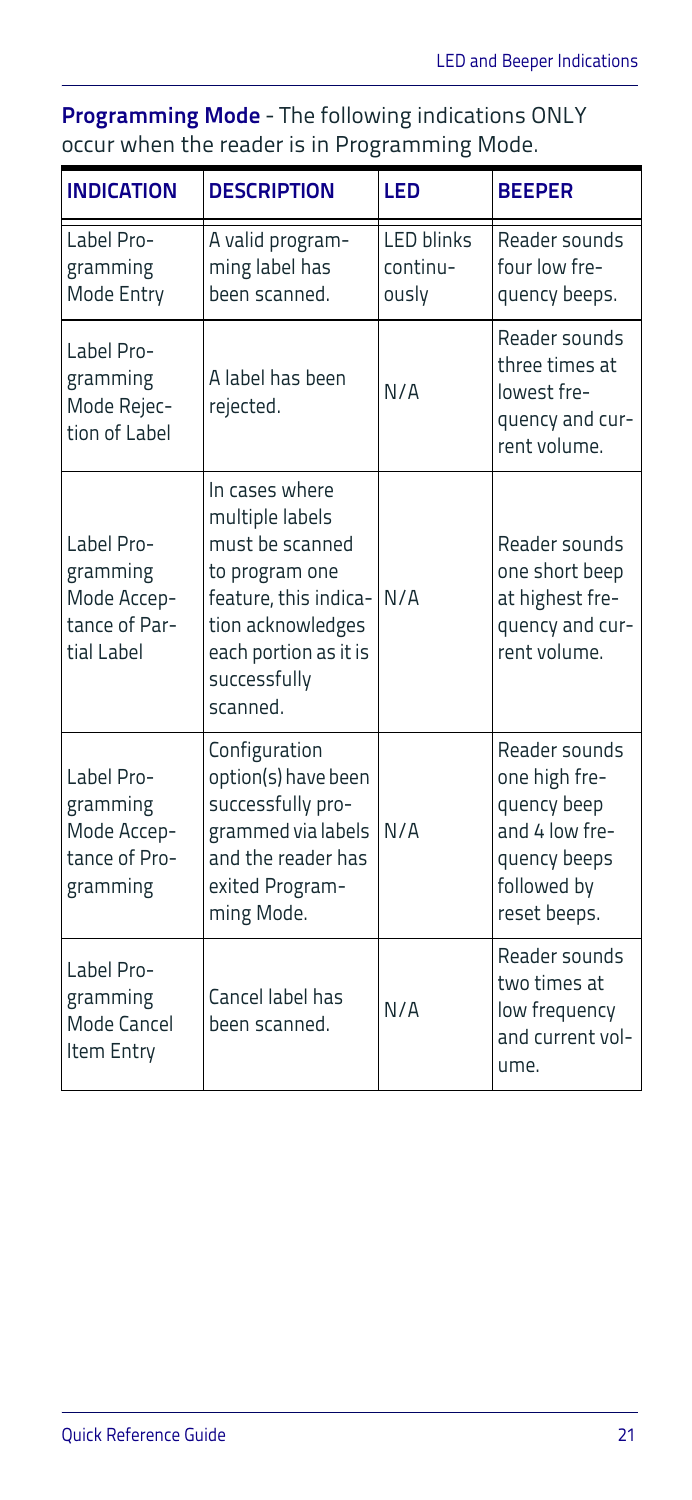**Programming Mode** - The following indications ONLY occur when the reader is in Programming Mode.

| INDICATION | DESCRIPTION | LED | BEEPER |
| --- | --- | --- | --- |
| Label Programming Mode Entry | A valid programming label has been scanned. | LED blinks continuously | Reader sounds four low frequency beeps. |
| Label Programming Mode Rejection of Label | A label has been rejected. | N/A | Reader sounds three times at lowest frequency and current volume. |
| Label Programming Mode Acceptance of Partial Label | In cases where multiple labels must be scanned to program one feature, this indication acknowledges each portion as it is successfully scanned. | N/A | Reader sounds one short beep at highest frequency and current volume. |
| Label Programming Mode Acceptance of Programming | Configuration option(s) have been successfully programmed via labels and the reader has exited Programming Mode. | N/A | Reader sounds one high frequency beep and 4 low frequency beeps followed by reset beeps. |
| Label Programming Mode Cancel Item Entry | Cancel label has been scanned. | N/A | Reader sounds two times at low frequency and current volume. |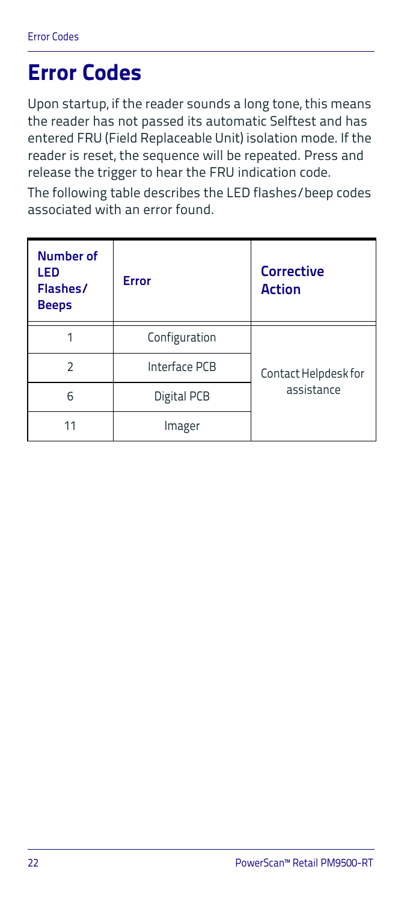# Error Codes

Upon startup, if the reader sounds a long tone, this means the reader has not passed its automatic Selftest and has entered FRU (Field Replaceable Unit) isolation mode. If the reader is reset, the sequence will be repeated. Press and release the trigger to hear the FRU indication code.

The following table describes the LED flashes/beep codes associated with an error found.

| Number of LED Flashes/ Beeps | Error | Corrective Action |
| --- | --- | --- |
| 1 | Configuration | Contact Helpdesk for assistance |
| 2 | Interface PCB | |
| 6 | Digital PCB | |
| 11 | Imager | |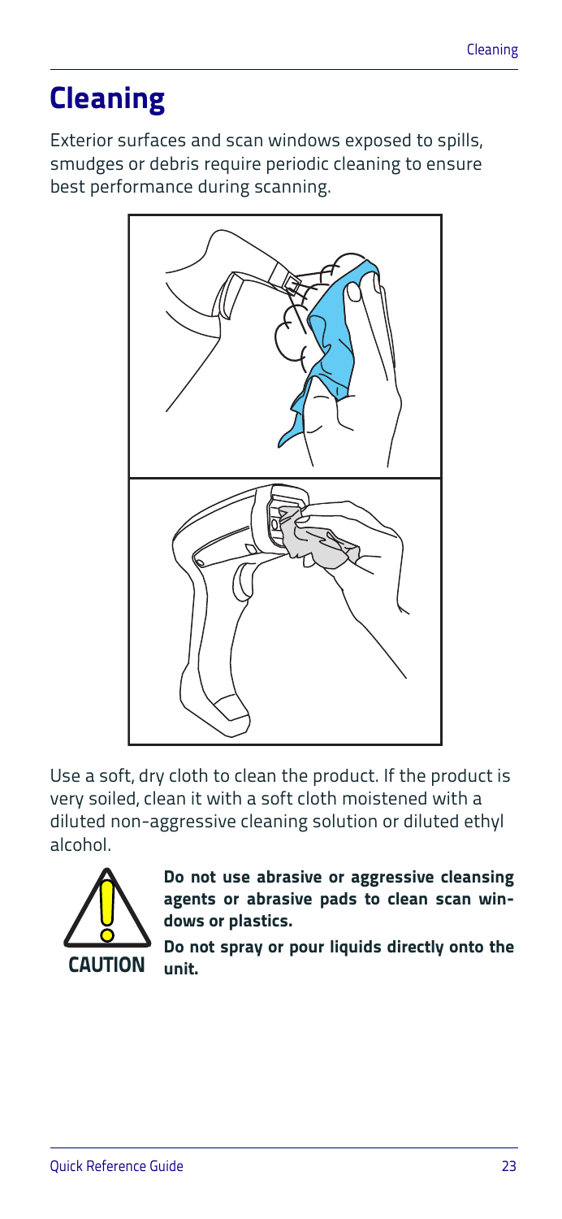# Cleaning

Exterior surfaces and scan windows exposed to spills, smudges or debris require periodic cleaning to ensure best performance during scanning.

Use a soft, dry cloth to clean the product. If the product is very soiled, clean it with a soft cloth moistened with a diluted non-aggressive cleaning solution or diluted ethyl alcohol.

CAUTION

**Do not use abrasive or aggressive cleansing agents or abrasive pads to clean scan windows or plastics.**

**Do not spray or pour liquids directly onto the unit.**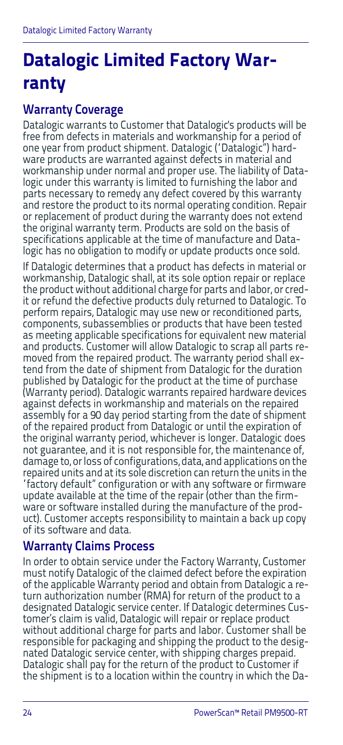# Datalogic Limited Factory Warranty

## Warranty Coverage

Datalogic warrants to Customer that Datalogic's products will be free from defects in materials and workmanship for a period of one year from product shipment. Datalogic ("Datalogic") hardware products are warranted against defects in material and workmanship under normal and proper use. The liability of Datalogic under this warranty is limited to furnishing the labor and parts necessary to remedy any defect covered by this warranty and restore the product to its normal operating condition. Repair or replacement of product during the warranty does not extend the original warranty term. Products are sold on the basis of specifications applicable at the time of manufacture and Datalogic has no obligation to modify or update products once sold.

If Datalogic determines that a product has defects in material or workmanship, Datalogic shall, at its sole option repair or replace the product without additional charge for parts and labor, or credit or refund the defective products duly returned to Datalogic. To perform repairs, Datalogic may use new or reconditioned parts, components, subassemblies or products that have been tested as meeting applicable specifications for equivalent new material and products. Customer will allow Datalogic to scrap all parts removed from the repaired product. The warranty period shall extend from the date of shipment from Datalogic for the duration published by Datalogic for the product at the time of purchase (Warranty period). Datalogic warrants repaired hardware devices against defects in workmanship and materials on the repaired assembly for a 90 day period starting from the date of shipment of the repaired product from Datalogic or until the expiration of the original warranty period, whichever is longer. Datalogic does not guarantee, and it is not responsible for, the maintenance of, damage to, or loss of configurations, data, and applications on the repaired units and at its sole discretion can return the units in the "factory default" configuration or with any software or firmware update available at the time of the repair (other than the firmware or software installed during the manufacture of the product). Customer accepts responsibility to maintain a back up copy of its software and data.

## Warranty Claims Process

In order to obtain service under the Factory Warranty, Customer must notify Datalogic of the claimed defect before the expiration of the applicable Warranty period and obtain from Datalogic a return authorization number (RMA) for return of the product to a designated Datalogic service center. If Datalogic determines Customer's claim is valid, Datalogic will repair or replace product without additional charge for parts and labor. Customer shall be responsible for packaging and shipping the product to the designated Datalogic service center, with shipping charges prepaid. Datalogic shall pay for the return of the product to Customer if the shipment is to a location within the country in which the Da-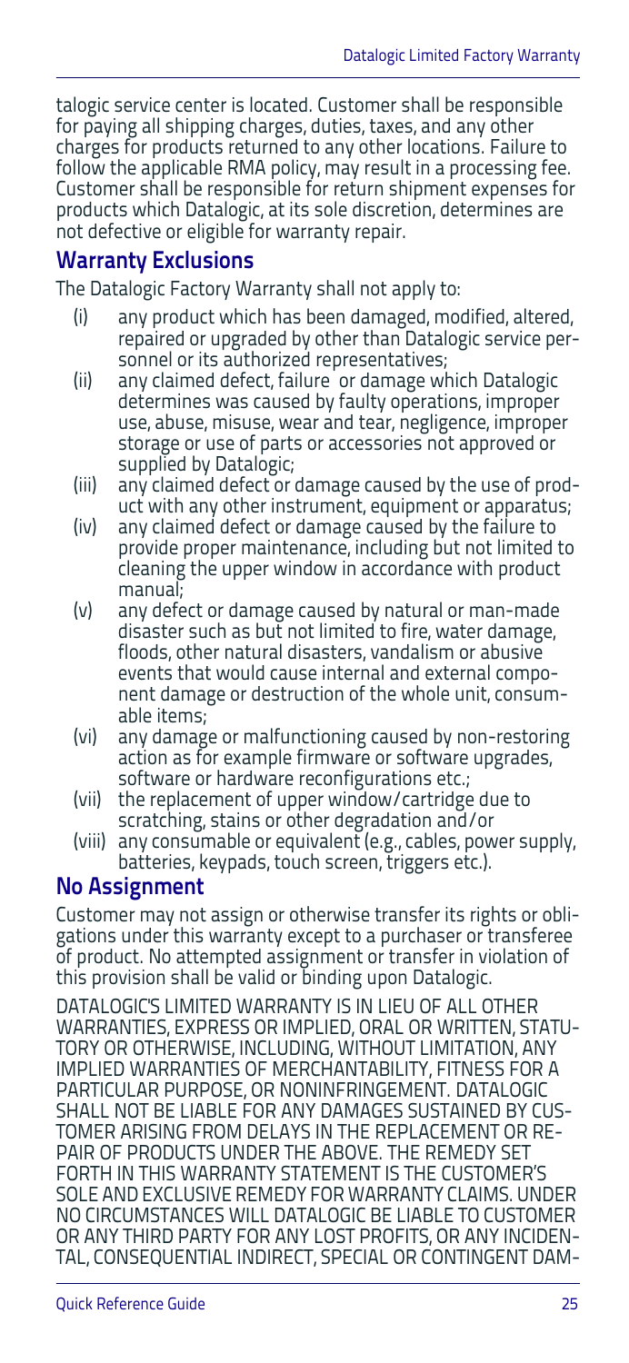talogic service center is located. Customer shall be responsible for paying all shipping charges, duties, taxes, and any other charges for products returned to any other locations. Failure to follow the applicable RMA policy, may result in a processing fee. Customer shall be responsible for return shipment expenses for products which Datalogic, at its sole discretion, determines are not defective or eligible for warranty repair.

## Warranty Exclusions

The Datalogic Factory Warranty shall not apply to:

(i) any product which has been damaged, modified, altered, repaired or upgraded by other than Datalogic service personnel or its authorized representatives;

(ii) any claimed defect, failure or damage which Datalogic determines was caused by faulty operations, improper use, abuse, misuse, wear and tear, negligence, improper storage or use of parts or accessories not approved or supplied by Datalogic;

(iii) any claimed defect or damage caused by the use of product with any other instrument, equipment or apparatus;

(iv) any claimed defect or damage caused by the failure to provide proper maintenance, including but not limited to cleaning the upper window in accordance with product manual;

(v) any defect or damage caused by natural or man-made disaster such as but not limited to fire, water damage, floods, other natural disasters, vandalism or abusive events that would cause internal and external component damage or destruction of the whole unit, consumable items;

(vi) any damage or malfunctioning caused by non-restoring action as for example firmware or software upgrades, software or hardware reconfigurations etc.;

(vii) the replacement of upper window/cartridge due to scratching, stains or other degradation and/or

(viii) any consumable or equivalent (e.g., cables, power supply, batteries, keypads, touch screen, triggers etc.).

## No Assignment

Customer may not assign or otherwise transfer its rights or obligations under this warranty except to a purchaser or transferee of product. No attempted assignment or transfer in violation of this provision shall be valid or binding upon Datalogic.

DATALOGIC'S LIMITED WARRANTY IS IN LIEU OF ALL OTHER WARRANTIES, EXPRESS OR IMPLIED, ORAL OR WRITTEN, STATUTORY OR OTHERWISE, INCLUDING, WITHOUT LIMITATION, ANY IMPLIED WARRANTIES OF MERCHANTABILITY, FITNESS FOR A PARTICULAR PURPOSE, OR NONINFRINGEMENT. DATALOGIC SHALL NOT BE LIABLE FOR ANY DAMAGES SUSTAINED BY CUSTOMER ARISING FROM DELAYS IN THE REPLACEMENT OR REPAIR OF PRODUCTS UNDER THE ABOVE. THE REMEDY SET FORTH IN THIS WARRANTY STATEMENT IS THE CUSTOMER'S SOLE AND EXCLUSIVE REMEDY FOR WARRANTY CLAIMS. UNDER NO CIRCUMSTANCES WILL DATALOGIC BE LIABLE TO CUSTOMER OR ANY THIRD PARTY FOR ANY LOST PROFITS, OR ANY INCIDENTAL, CONSEQUENTIAL INDIRECT, SPECIAL OR CONTINGENT DAM-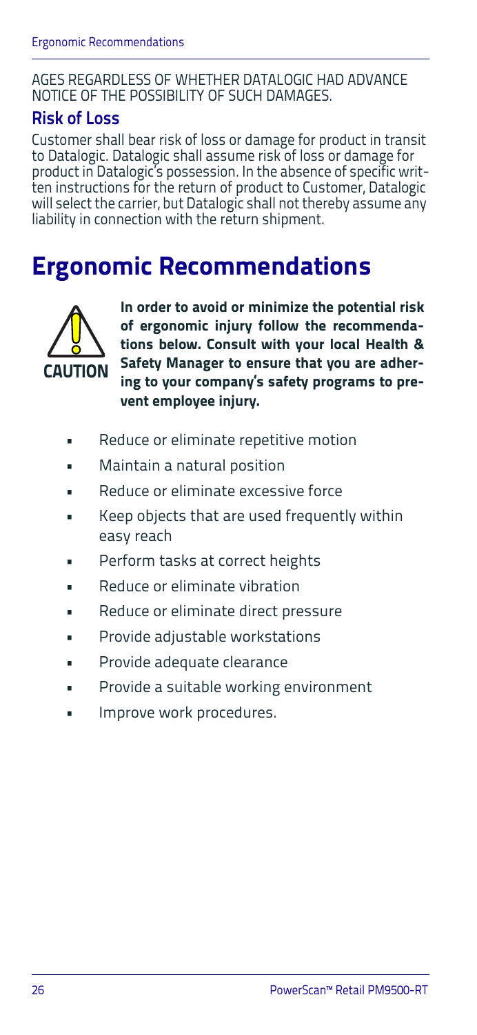AGES REGARDLESS OF WHETHER DATALOGIC HAD ADVANCE NOTICE OF THE POSSIBILITY OF SUCH DAMAGES.

### Risk of Loss

Customer shall bear risk of loss or damage for product in transit to Datalogic. Datalogic shall assume risk of loss or damage for product in Datalogic's possession. In the absence of specific written instructions for the return of product to Customer, Datalogic will select the carrier, but Datalogic shall not thereby assume any liability in connection with the return shipment.

# Ergonomic Recommendations

CAUTION

**In order to avoid or minimize the potential risk of ergonomic injury follow the recommendations below. Consult with your local Health & Safety Manager to ensure that you are adhering to your company's safety programs to prevent employee injury.**

- Reduce or eliminate repetitive motion
- Maintain a natural position
- Reduce or eliminate excessive force
- Keep objects that are used frequently within easy reach
- Perform tasks at correct heights
- Reduce or eliminate vibration
- Reduce or eliminate direct pressure
- Provide adjustable workstations
- Provide adequate clearance
- Provide a suitable working environment
- Improve work procedures.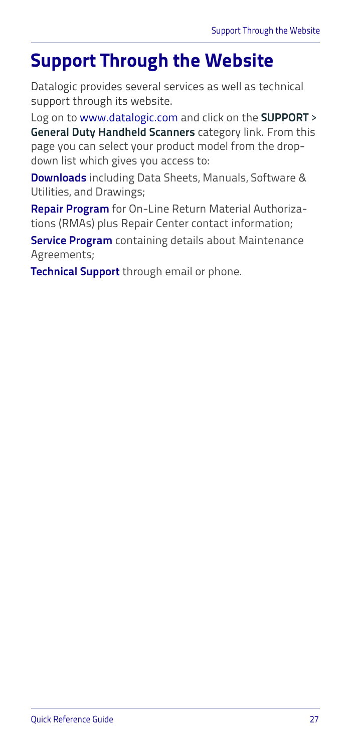# Support Through the Website

Datalogic provides several services as well as technical support through its website.

Log on to www.datalogic.com and click on the **SUPPORT** > **General Duty Handheld Scanners** category link. From this page you can select your product model from the drop-down list which gives you access to:

**Downloads** including Data Sheets, Manuals, Software & Utilities, and Drawings;

**Repair Program** for On-Line Return Material Authorizations (RMAs) plus Repair Center contact information;

**Service Program** containing details about Maintenance Agreements;

**Technical Support** through email or phone.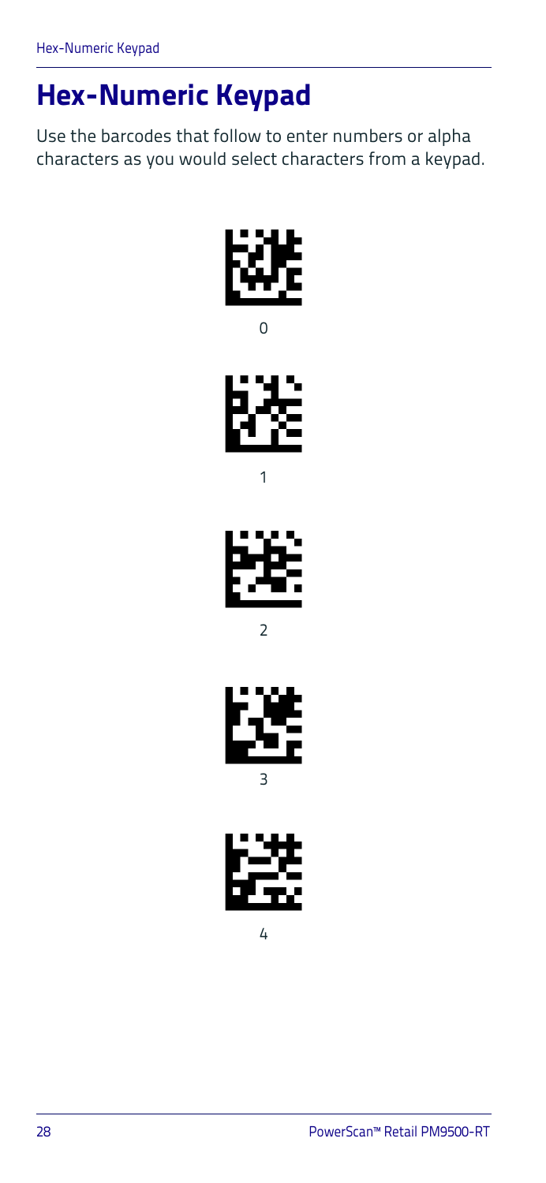# Hex-Numeric Keypad

Use the barcodes that follow to enter numbers or alpha characters as you would select characters from a keypad.

0

1

2

3

4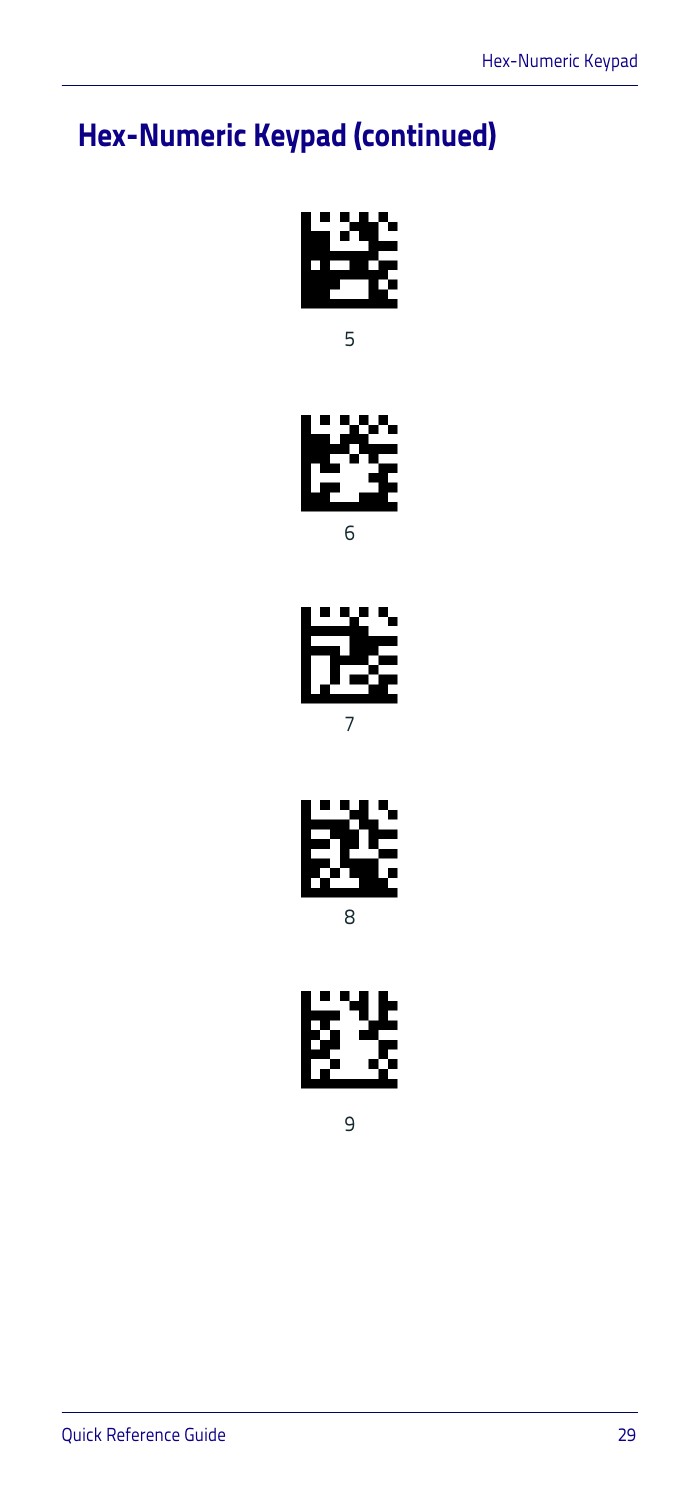## Hex-Numeric Keypad (continued)

5

6

7

8

9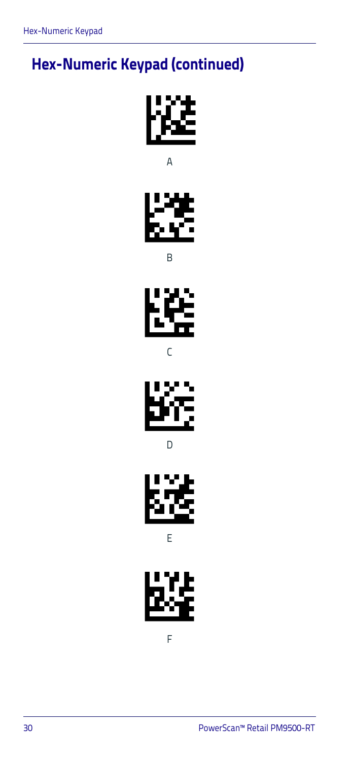## Hex-Numeric Keypad (continued)

A

B

C

D

E

F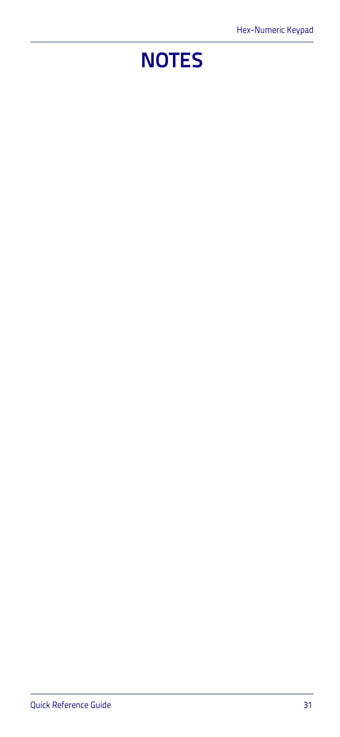# NOTES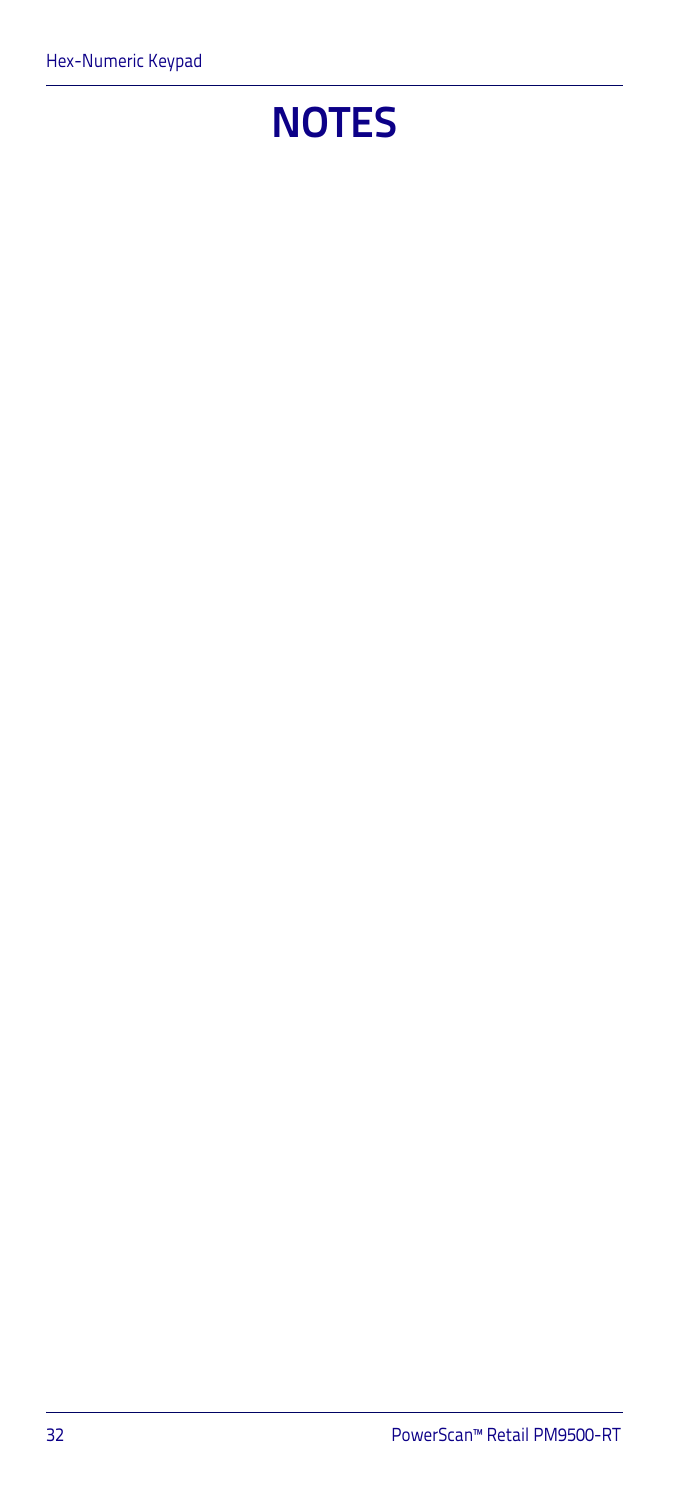# NOTES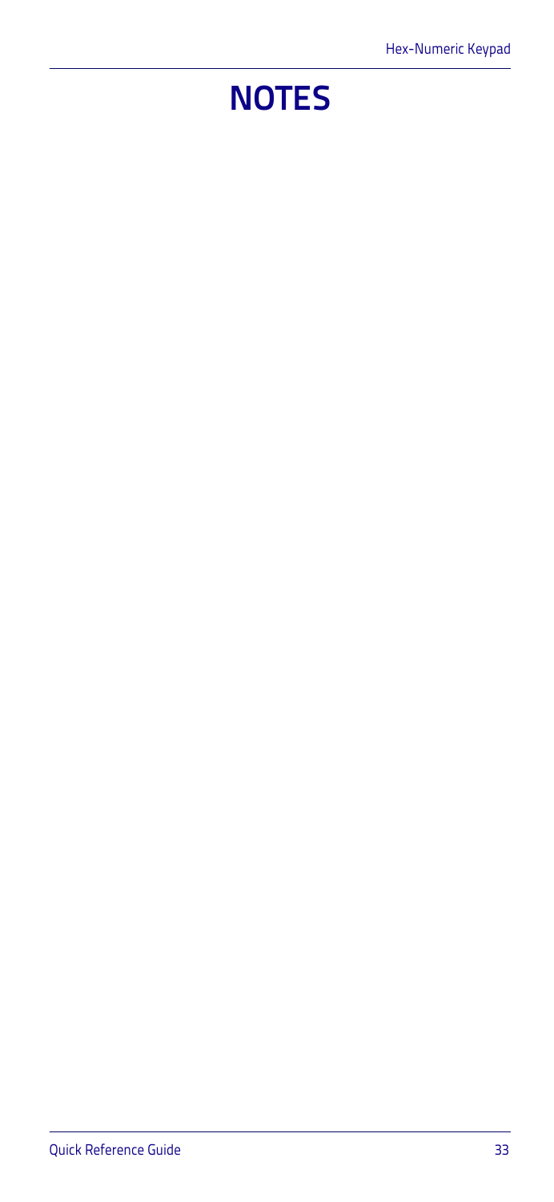# NOTES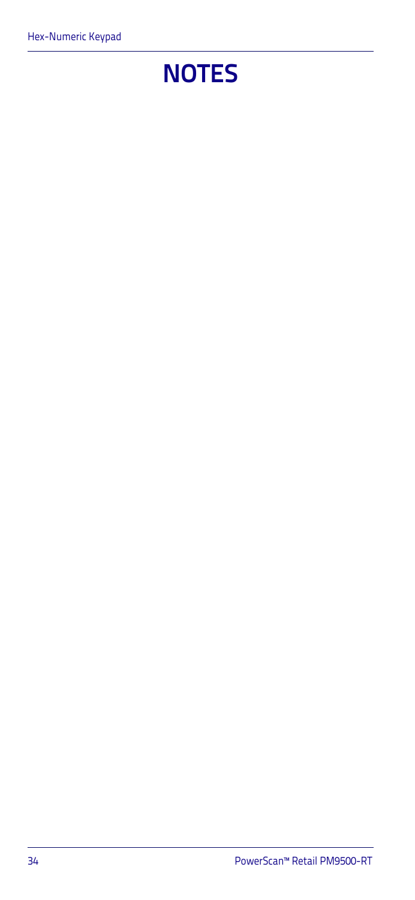# NOTES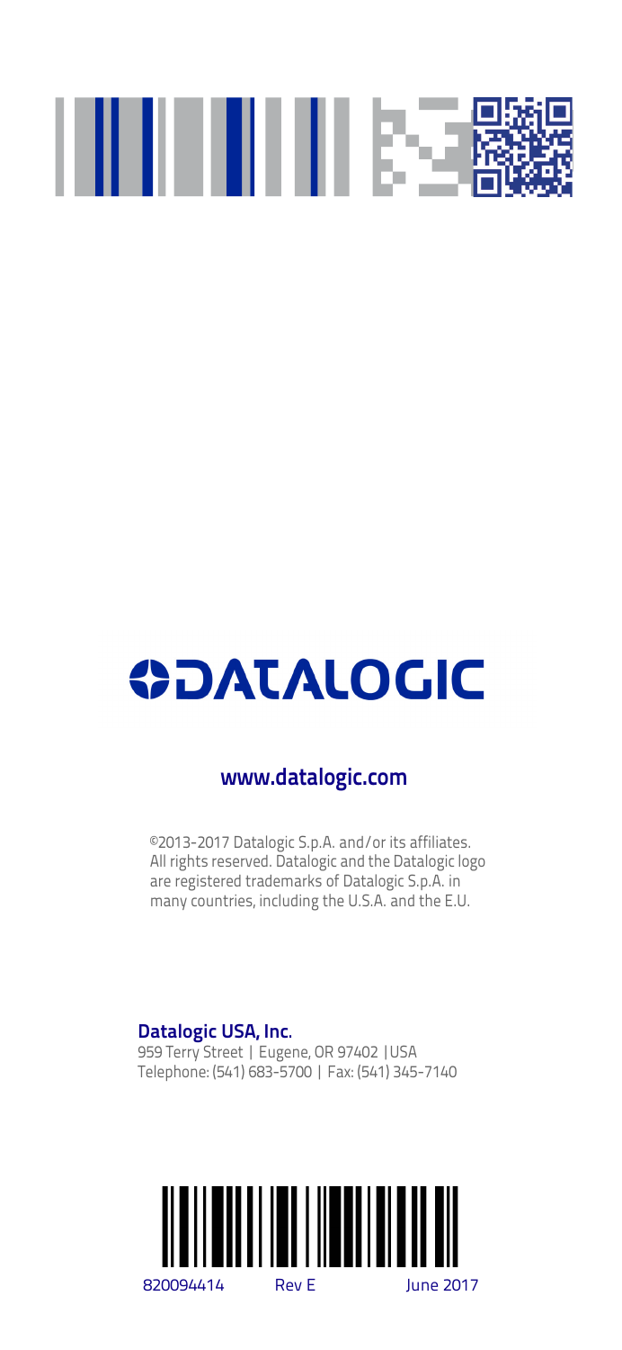DATALOGIC

**www.datalogic.com**

©2013-2017 Datalogic S.p.A. and/or its affiliates. All rights reserved. Datalogic and the Datalogic logo are registered trademarks of Datalogic S.p.A. in many countries, including the U.S.A. and the E.U.

**Datalogic USA, Inc.**
959 Terry Street | Eugene, OR 97402 | USA
Telephone: (541) 683-5700 | Fax: (541) 345-7140

820094414 Rev E June 2017